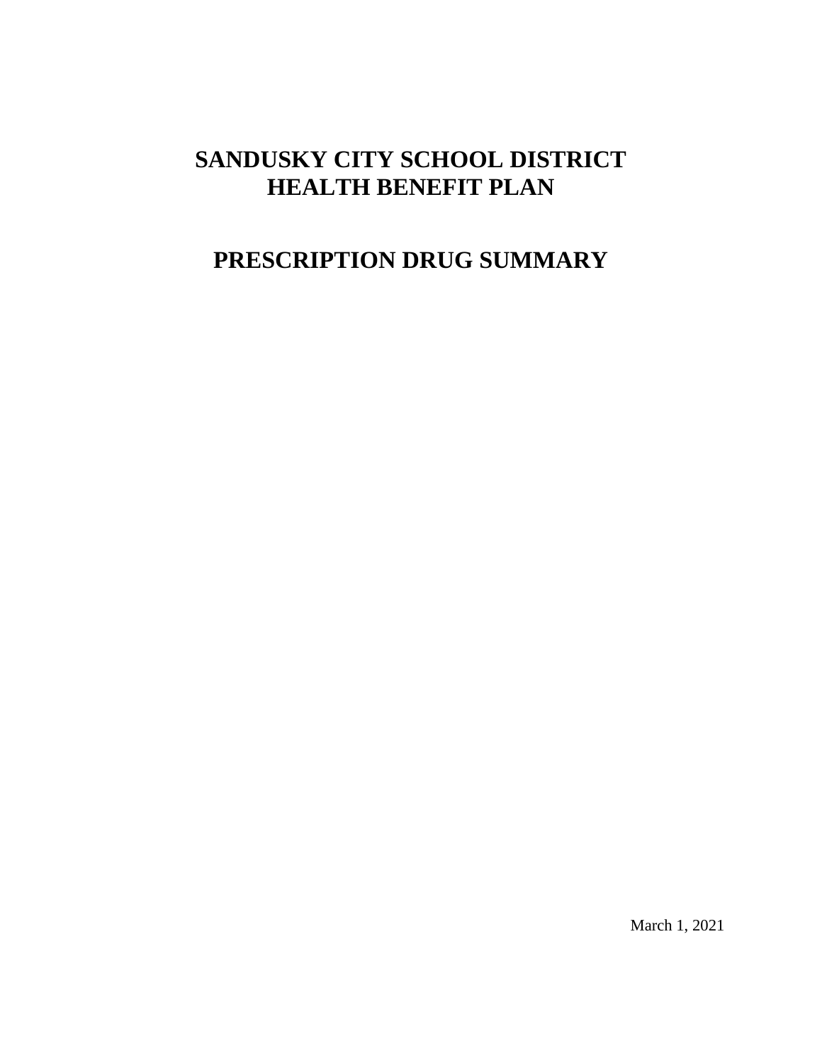# SANDUSKY CITY SCHOOL DISTRICT
# HEALTH BENEFIT PLAN

# PRESCRIPTION DRUG SUMMARY

March 1, 2021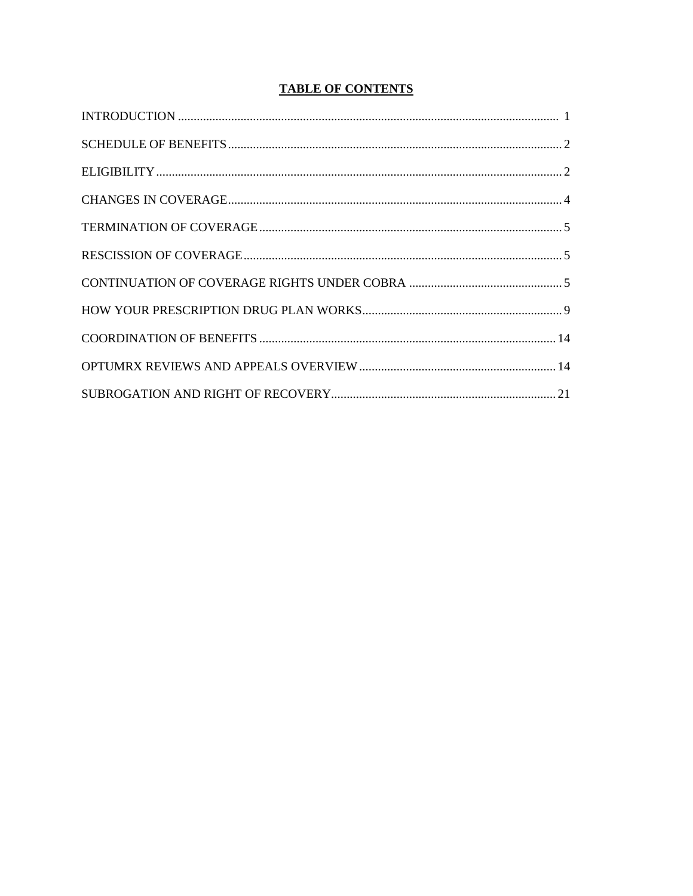# TABLE OF CONTENTS

| Section | Page |
| --- | --- |
| INTRODUCTION | 1 |
| SCHEDULE OF BENEFITS | 2 |
| ELIGIBILITY | 2 |
| CHANGES IN COVERAGE | 4 |
| TERMINATION OF COVERAGE | 5 |
| RESCISSION OF COVERAGE | 5 |
| CONTINUATION OF COVERAGE RIGHTS UNDER COBRA | 5 |
| HOW YOUR PRESCRIPTION DRUG PLAN WORKS | 9 |
| COORDINATION OF BENEFITS | 14 |
| OPTUMRX REVIEWS AND APPEALS OVERVIEW | 14 |
| SUBROGATION AND RIGHT OF RECOVERY | 21 |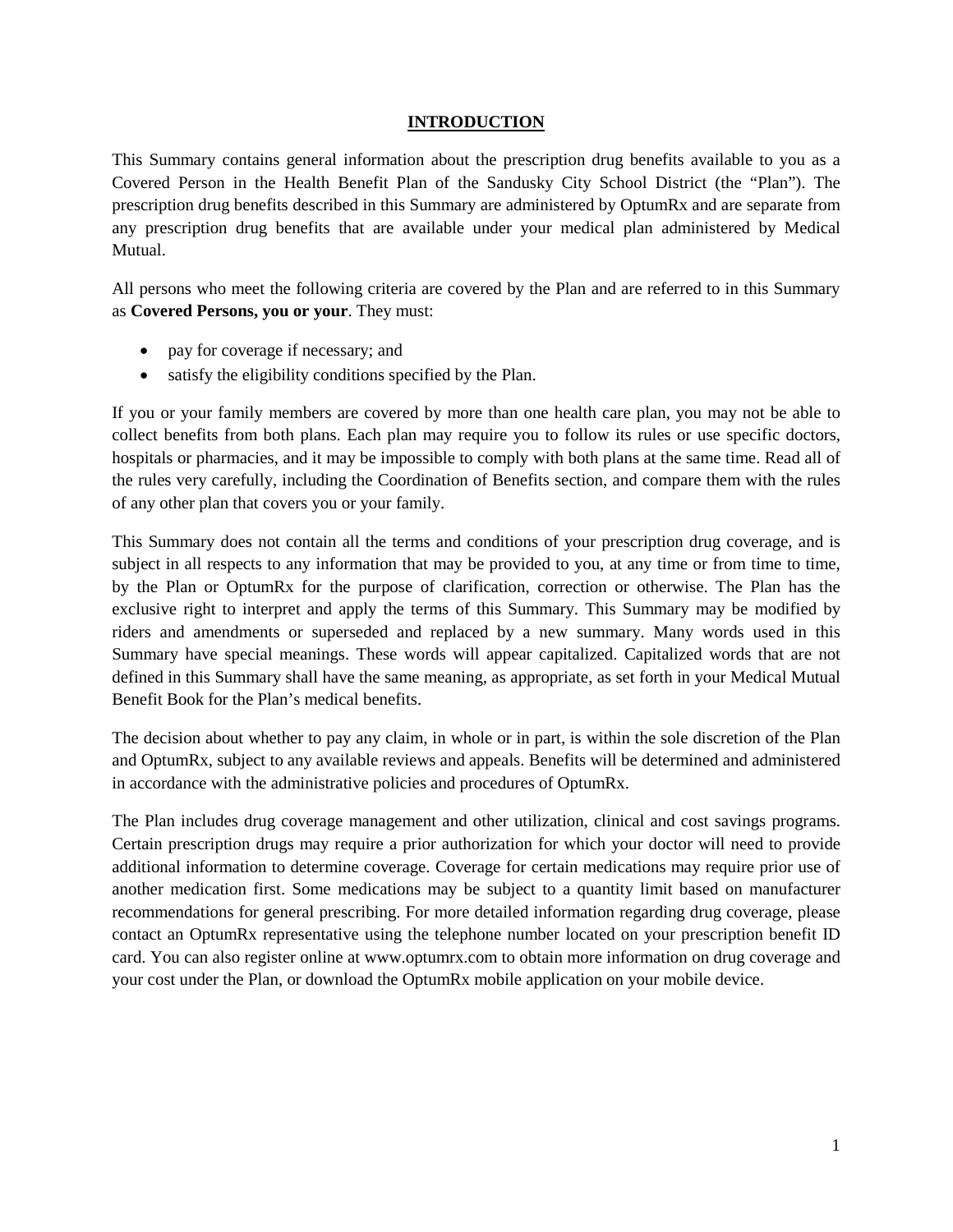# INTRODUCTION

This Summary contains general information about the prescription drug benefits available to you as a Covered Person in the Health Benefit Plan of the Sandusky City School District (the "Plan"). The prescription drug benefits described in this Summary are administered by OptumRx and are separate from any prescription drug benefits that are available under your medical plan administered by Medical Mutual.

All persons who meet the following criteria are covered by the Plan and are referred to in this Summary as **Covered Persons, you or your**. They must:

- pay for coverage if necessary; and
- satisfy the eligibility conditions specified by the Plan.

If you or your family members are covered by more than one health care plan, you may not be able to collect benefits from both plans. Each plan may require you to follow its rules or use specific doctors, hospitals or pharmacies, and it may be impossible to comply with both plans at the same time. Read all of the rules very carefully, including the Coordination of Benefits section, and compare them with the rules of any other plan that covers you or your family.

This Summary does not contain all the terms and conditions of your prescription drug coverage, and is subject in all respects to any information that may be provided to you, at any time or from time to time, by the Plan or OptumRx for the purpose of clarification, correction or otherwise. The Plan has the exclusive right to interpret and apply the terms of this Summary. This Summary may be modified by riders and amendments or superseded and replaced by a new summary. Many words used in this Summary have special meanings. These words will appear capitalized. Capitalized words that are not defined in this Summary shall have the same meaning, as appropriate, as set forth in your Medical Mutual Benefit Book for the Plan's medical benefits.

The decision about whether to pay any claim, in whole or in part, is within the sole discretion of the Plan and OptumRx, subject to any available reviews and appeals. Benefits will be determined and administered in accordance with the administrative policies and procedures of OptumRx.

The Plan includes drug coverage management and other utilization, clinical and cost savings programs. Certain prescription drugs may require a prior authorization for which your doctor will need to provide additional information to determine coverage. Coverage for certain medications may require prior use of another medication first. Some medications may be subject to a quantity limit based on manufacturer recommendations for general prescribing. For more detailed information regarding drug coverage, please contact an OptumRx representative using the telephone number located on your prescription benefit ID card. You can also register online at www.optumrx.com to obtain more information on drug coverage and your cost under the Plan, or download the OptumRx mobile application on your mobile device.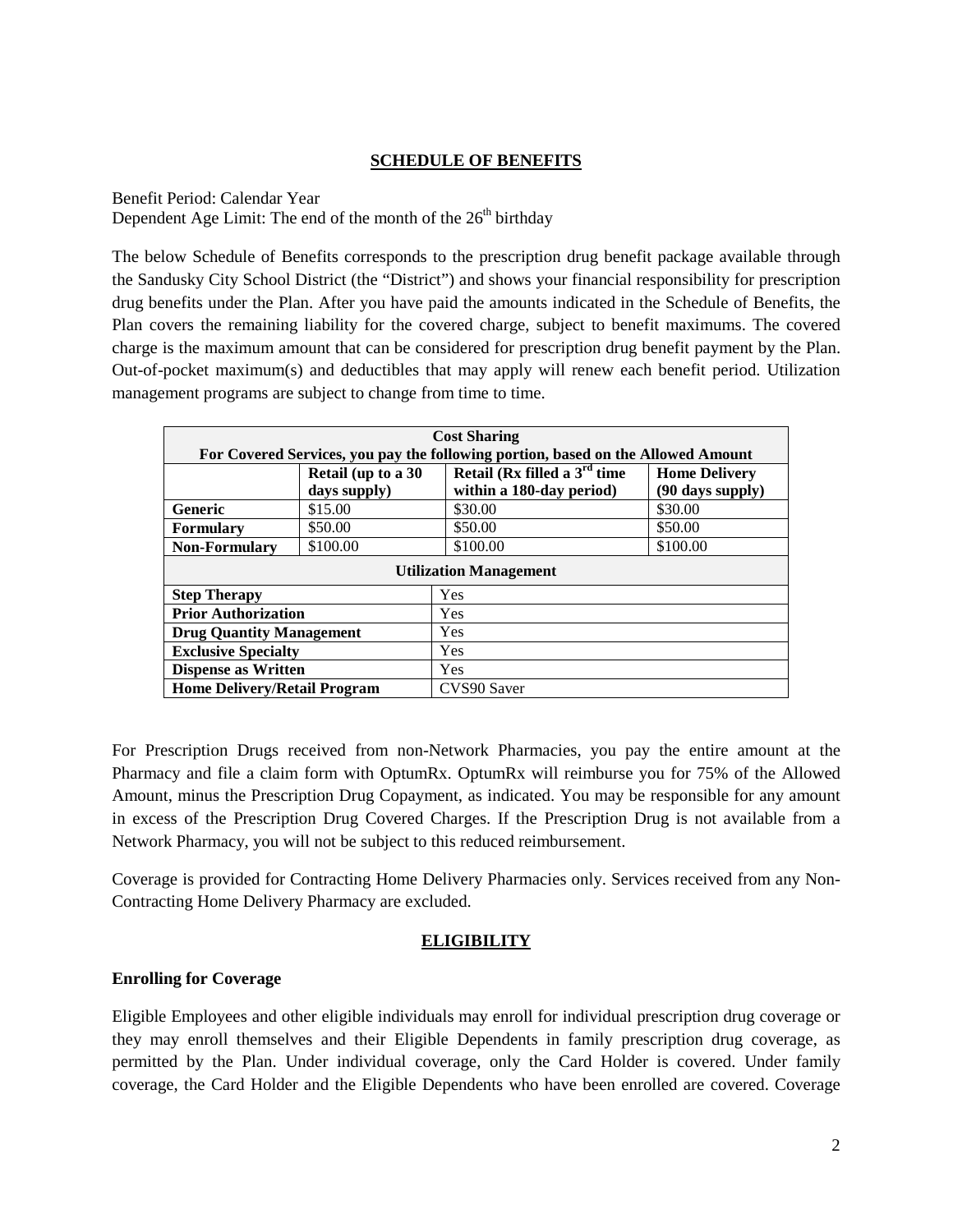## SCHEDULE OF BENEFITS

Benefit Period: Calendar Year
Dependent Age Limit: The end of the month of the 26th birthday

The below Schedule of Benefits corresponds to the prescription drug benefit package available through the Sandusky City School District (the "District") and shows your financial responsibility for prescription drug benefits under the Plan. After you have paid the amounts indicated in the Schedule of Benefits, the Plan covers the remaining liability for the covered charge, subject to benefit maximums. The covered charge is the maximum amount that can be considered for prescription drug benefit payment by the Plan. Out-of-pocket maximum(s) and deductibles that may apply will renew each benefit period. Utilization management programs are subject to change from time to time.

| **Cost Sharing<br>For Covered Services, you pay the following portion, based on the Allowed Amount** | | | |
|---|---|---|---|
| | **Retail (up to a 30 days supply)** | **Retail (Rx filled a 3rd time within a 180-day period)** | **Home Delivery (90 days supply)** |
| **Generic** | $15.00 | $30.00 | $30.00 |
| **Formulary** | $50.00 | $50.00 | $50.00 |
| **Non-Formulary** | $100.00 | $100.00 | $100.00 |
| **Utilization Management** | | | |
| **Step Therapy** | | Yes | |
| **Prior Authorization** | | Yes | |
| **Drug Quantity Management** | | Yes | |
| **Exclusive Specialty** | | Yes | |
| **Dispense as Written** | | Yes | |
| **Home Delivery/Retail Program** | | CVS90 Saver | |

For Prescription Drugs received from non-Network Pharmacies, you pay the entire amount at the Pharmacy and file a claim form with OptumRx. OptumRx will reimburse you for 75% of the Allowed Amount, minus the Prescription Drug Copayment, as indicated. You may be responsible for any amount in excess of the Prescription Drug Covered Charges. If the Prescription Drug is not available from a Network Pharmacy, you will not be subject to this reduced reimbursement.

Coverage is provided for Contracting Home Delivery Pharmacies only. Services received from any Non-Contracting Home Delivery Pharmacy are excluded.

## ELIGIBILITY

### Enrolling for Coverage

Eligible Employees and other eligible individuals may enroll for individual prescription drug coverage or they may enroll themselves and their Eligible Dependents in family prescription drug coverage, as permitted by the Plan. Under individual coverage, only the Card Holder is covered. Under family coverage, the Card Holder and the Eligible Dependents who have been enrolled are covered. Coverage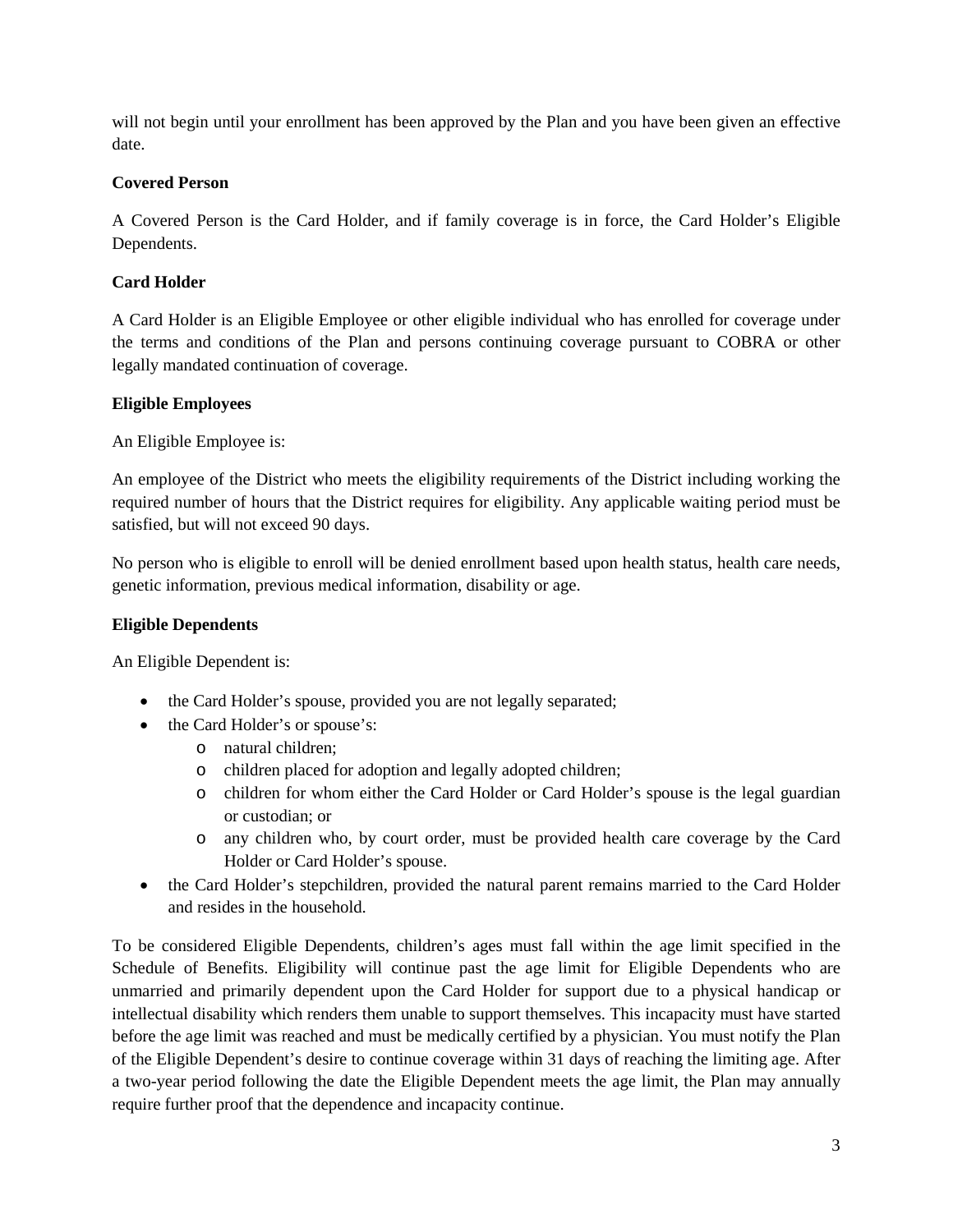will not begin until your enrollment has been approved by the Plan and you have been given an effective date.

**Covered Person**

A Covered Person is the Card Holder, and if family coverage is in force, the Card Holder's Eligible Dependents.

**Card Holder**

A Card Holder is an Eligible Employee or other eligible individual who has enrolled for coverage under the terms and conditions of the Plan and persons continuing coverage pursuant to COBRA or other legally mandated continuation of coverage.

**Eligible Employees**

An Eligible Employee is:

An employee of the District who meets the eligibility requirements of the District including working the required number of hours that the District requires for eligibility. Any applicable waiting period must be satisfied, but will not exceed 90 days.

No person who is eligible to enroll will be denied enrollment based upon health status, health care needs, genetic information, previous medical information, disability or age.

**Eligible Dependents**

An Eligible Dependent is:

- the Card Holder's spouse, provided you are not legally separated;
- the Card Holder's or spouse's:
  - natural children;
  - children placed for adoption and legally adopted children;
  - children for whom either the Card Holder or Card Holder's spouse is the legal guardian or custodian; or
  - any children who, by court order, must be provided health care coverage by the Card Holder or Card Holder's spouse.
- the Card Holder's stepchildren, provided the natural parent remains married to the Card Holder and resides in the household.

To be considered Eligible Dependents, children's ages must fall within the age limit specified in the Schedule of Benefits. Eligibility will continue past the age limit for Eligible Dependents who are unmarried and primarily dependent upon the Card Holder for support due to a physical handicap or intellectual disability which renders them unable to support themselves. This incapacity must have started before the age limit was reached and must be medically certified by a physician. You must notify the Plan of the Eligible Dependent's desire to continue coverage within 31 days of reaching the limiting age. After a two-year period following the date the Eligible Dependent meets the age limit, the Plan may annually require further proof that the dependence and incapacity continue.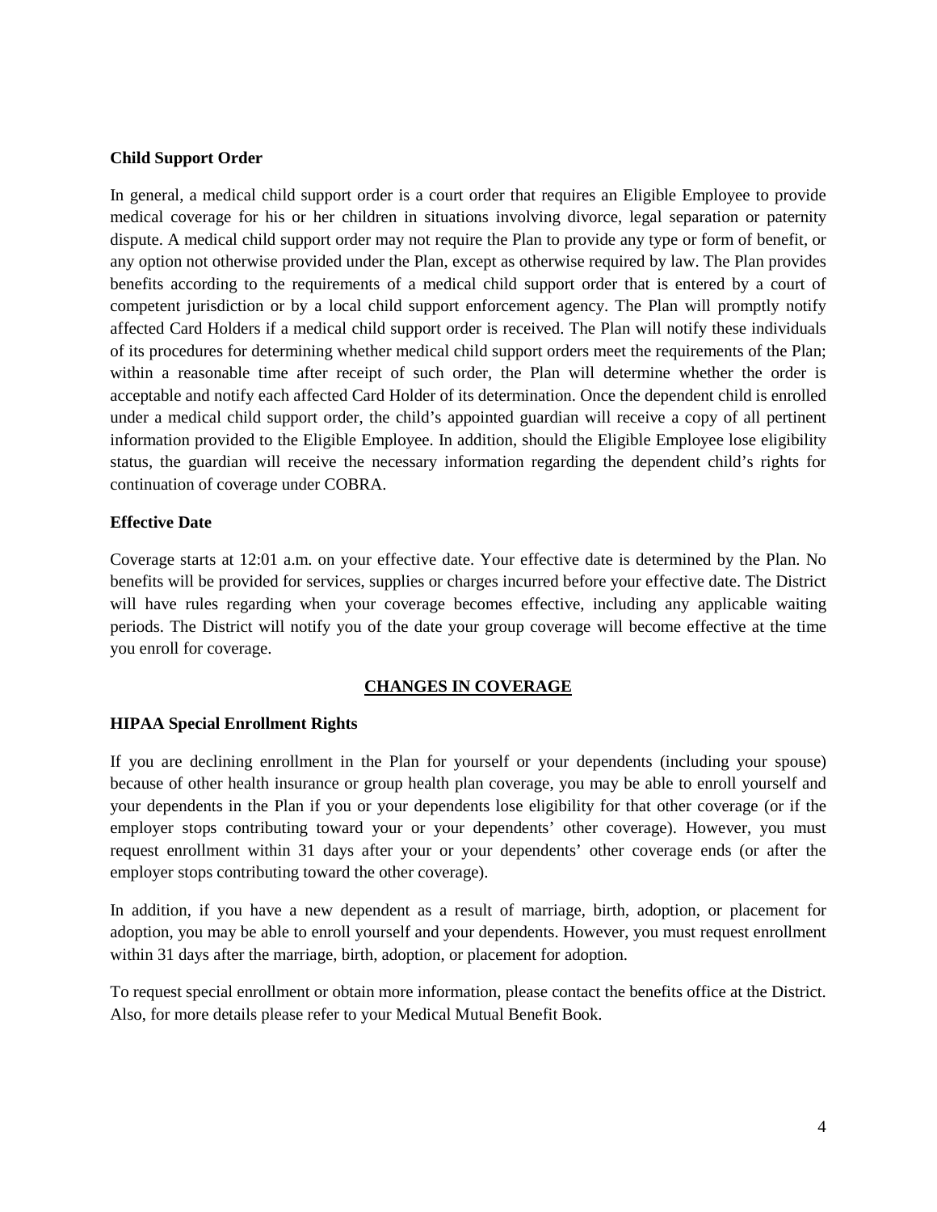**Child Support Order**

In general, a medical child support order is a court order that requires an Eligible Employee to provide medical coverage for his or her children in situations involving divorce, legal separation or paternity dispute. A medical child support order may not require the Plan to provide any type or form of benefit, or any option not otherwise provided under the Plan, except as otherwise required by law. The Plan provides benefits according to the requirements of a medical child support order that is entered by a court of competent jurisdiction or by a local child support enforcement agency. The Plan will promptly notify affected Card Holders if a medical child support order is received. The Plan will notify these individuals of its procedures for determining whether medical child support orders meet the requirements of the Plan; within a reasonable time after receipt of such order, the Plan will determine whether the order is acceptable and notify each affected Card Holder of its determination. Once the dependent child is enrolled under a medical child support order, the child's appointed guardian will receive a copy of all pertinent information provided to the Eligible Employee. In addition, should the Eligible Employee lose eligibility status, the guardian will receive the necessary information regarding the dependent child's rights for continuation of coverage under COBRA.

**Effective Date**

Coverage starts at 12:01 a.m. on your effective date. Your effective date is determined by the Plan. No benefits will be provided for services, supplies or charges incurred before your effective date. The District will have rules regarding when your coverage becomes effective, including any applicable waiting periods. The District will notify you of the date your group coverage will become effective at the time you enroll for coverage.

## CHANGES IN COVERAGE

**HIPAA Special Enrollment Rights**

If you are declining enrollment in the Plan for yourself or your dependents (including your spouse) because of other health insurance or group health plan coverage, you may be able to enroll yourself and your dependents in the Plan if you or your dependents lose eligibility for that other coverage (or if the employer stops contributing toward your or your dependents' other coverage). However, you must request enrollment within 31 days after your or your dependents' other coverage ends (or after the employer stops contributing toward the other coverage).

In addition, if you have a new dependent as a result of marriage, birth, adoption, or placement for adoption, you may be able to enroll yourself and your dependents. However, you must request enrollment within 31 days after the marriage, birth, adoption, or placement for adoption.

To request special enrollment or obtain more information, please contact the benefits office at the District. Also, for more details please refer to your Medical Mutual Benefit Book.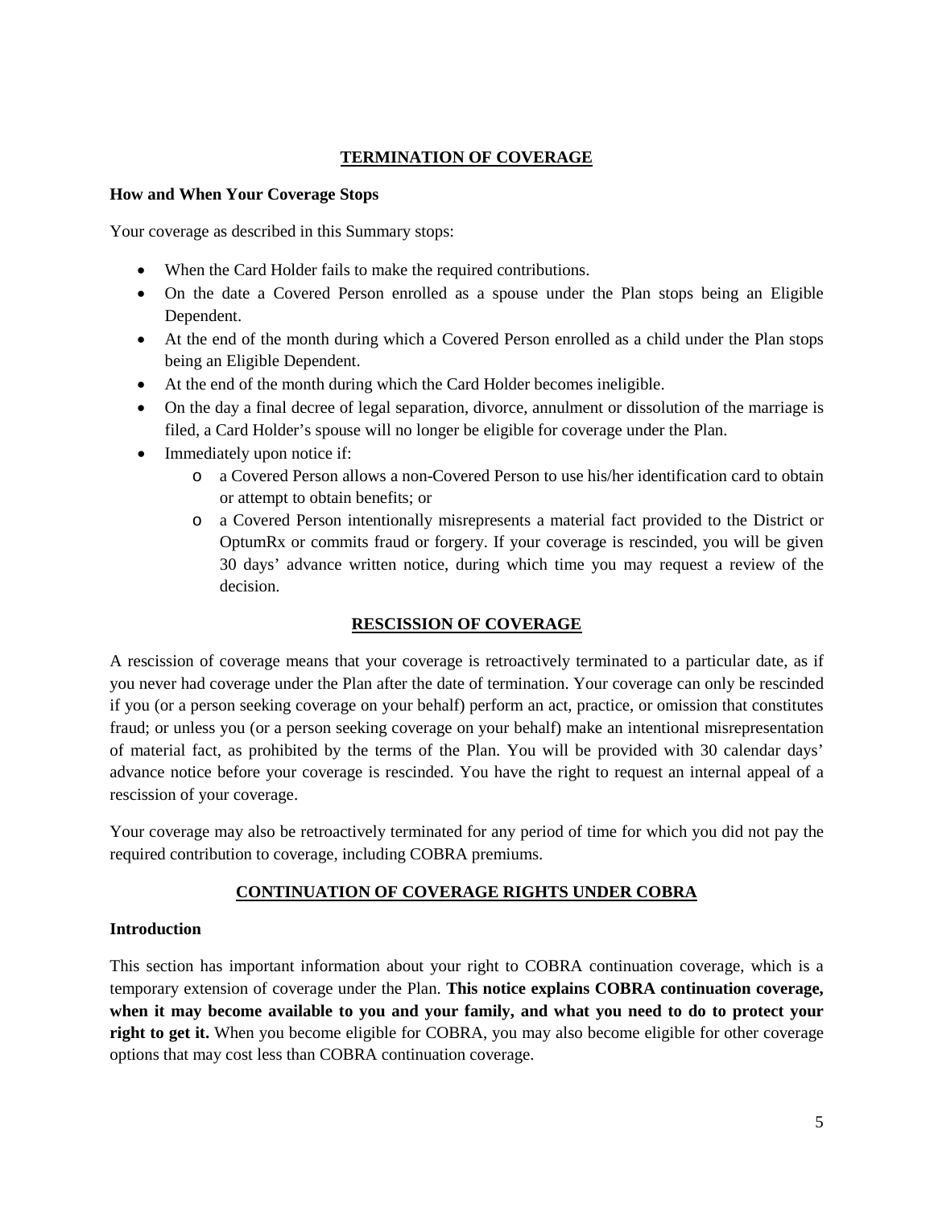## TERMINATION OF COVERAGE

### How and When Your Coverage Stops

Your coverage as described in this Summary stops:

- When the Card Holder fails to make the required contributions.
- On the date a Covered Person enrolled as a spouse under the Plan stops being an Eligible Dependent.
- At the end of the month during which a Covered Person enrolled as a child under the Plan stops being an Eligible Dependent.
- At the end of the month during which the Card Holder becomes ineligible.
- On the day a final decree of legal separation, divorce, annulment or dissolution of the marriage is filed, a Card Holder's spouse will no longer be eligible for coverage under the Plan.
- Immediately upon notice if:
  - a Covered Person allows a non-Covered Person to use his/her identification card to obtain or attempt to obtain benefits; or
  - a Covered Person intentionally misrepresents a material fact provided to the District or OptumRx or commits fraud or forgery. If your coverage is rescinded, you will be given 30 days' advance written notice, during which time you may request a review of the decision.

## RESCISSION OF COVERAGE

A rescission of coverage means that your coverage is retroactively terminated to a particular date, as if you never had coverage under the Plan after the date of termination. Your coverage can only be rescinded if you (or a person seeking coverage on your behalf) perform an act, practice, or omission that constitutes fraud; or unless you (or a person seeking coverage on your behalf) make an intentional misrepresentation of material fact, as prohibited by the terms of the Plan. You will be provided with 30 calendar days' advance notice before your coverage is rescinded. You have the right to request an internal appeal of a rescission of your coverage.

Your coverage may also be retroactively terminated for any period of time for which you did not pay the required contribution to coverage, including COBRA premiums.

## CONTINUATION OF COVERAGE RIGHTS UNDER COBRA

### Introduction

This section has important information about your right to COBRA continuation coverage, which is a temporary extension of coverage under the Plan. **This notice explains COBRA continuation coverage, when it may become available to you and your family, and what you need to do to protect your right to get it.** When you become eligible for COBRA, you may also become eligible for other coverage options that may cost less than COBRA continuation coverage.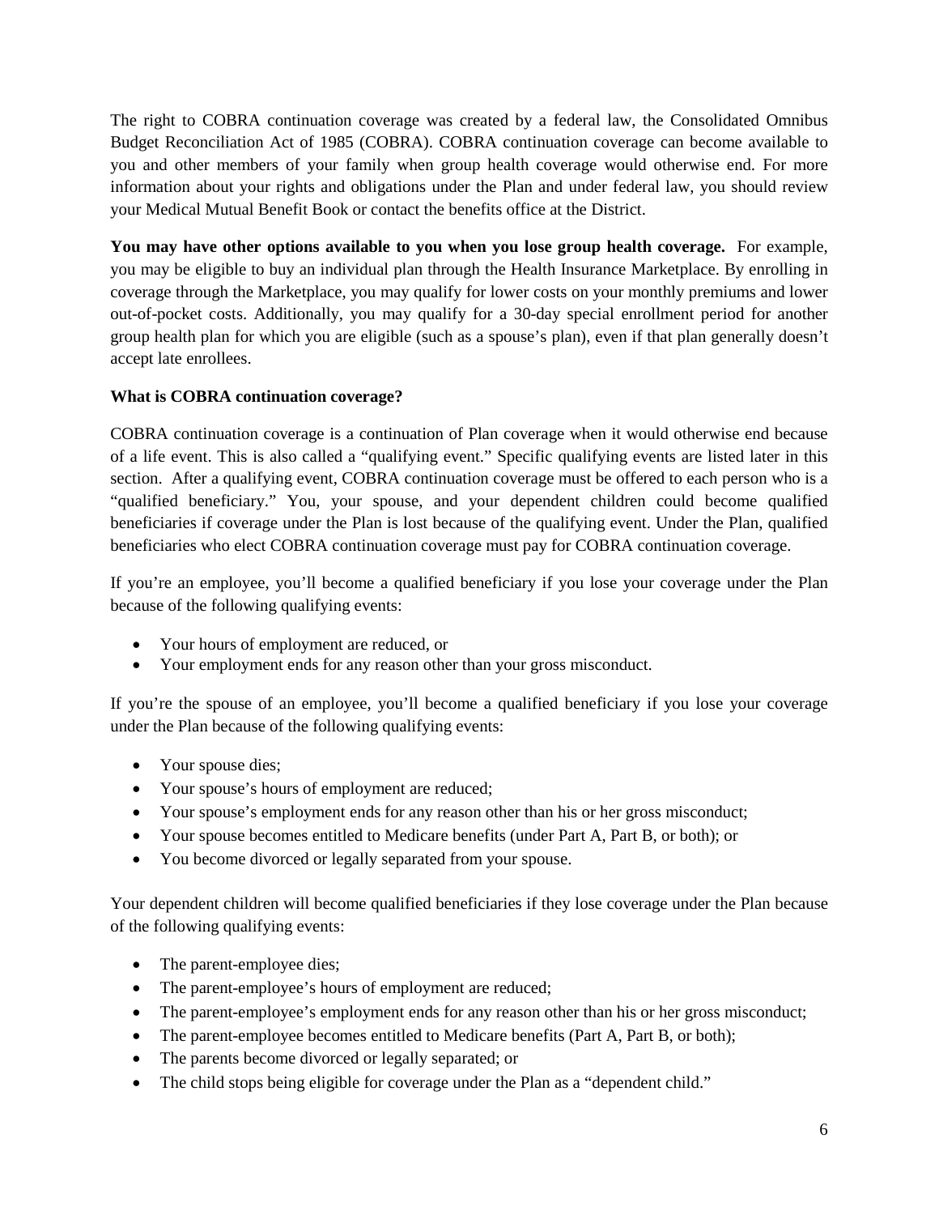The right to COBRA continuation coverage was created by a federal law, the Consolidated Omnibus Budget Reconciliation Act of 1985 (COBRA). COBRA continuation coverage can become available to you and other members of your family when group health coverage would otherwise end. For more information about your rights and obligations under the Plan and under federal law, you should review your Medical Mutual Benefit Book or contact the benefits office at the District.

**You may have other options available to you when you lose group health coverage.** For example, you may be eligible to buy an individual plan through the Health Insurance Marketplace. By enrolling in coverage through the Marketplace, you may qualify for lower costs on your monthly premiums and lower out-of-pocket costs. Additionally, you may qualify for a 30-day special enrollment period for another group health plan for which you are eligible (such as a spouse's plan), even if that plan generally doesn't accept late enrollees.

**What is COBRA continuation coverage?**

COBRA continuation coverage is a continuation of Plan coverage when it would otherwise end because of a life event. This is also called a "qualifying event." Specific qualifying events are listed later in this section. After a qualifying event, COBRA continuation coverage must be offered to each person who is a "qualified beneficiary." You, your spouse, and your dependent children could become qualified beneficiaries if coverage under the Plan is lost because of the qualifying event. Under the Plan, qualified beneficiaries who elect COBRA continuation coverage must pay for COBRA continuation coverage.

If you're an employee, you'll become a qualified beneficiary if you lose your coverage under the Plan because of the following qualifying events:

- Your hours of employment are reduced, or
- Your employment ends for any reason other than your gross misconduct.

If you're the spouse of an employee, you'll become a qualified beneficiary if you lose your coverage under the Plan because of the following qualifying events:

- Your spouse dies;
- Your spouse's hours of employment are reduced;
- Your spouse's employment ends for any reason other than his or her gross misconduct;
- Your spouse becomes entitled to Medicare benefits (under Part A, Part B, or both); or
- You become divorced or legally separated from your spouse.

Your dependent children will become qualified beneficiaries if they lose coverage under the Plan because of the following qualifying events:

- The parent-employee dies;
- The parent-employee's hours of employment are reduced;
- The parent-employee's employment ends for any reason other than his or her gross misconduct;
- The parent-employee becomes entitled to Medicare benefits (Part A, Part B, or both);
- The parents become divorced or legally separated; or
- The child stops being eligible for coverage under the Plan as a "dependent child."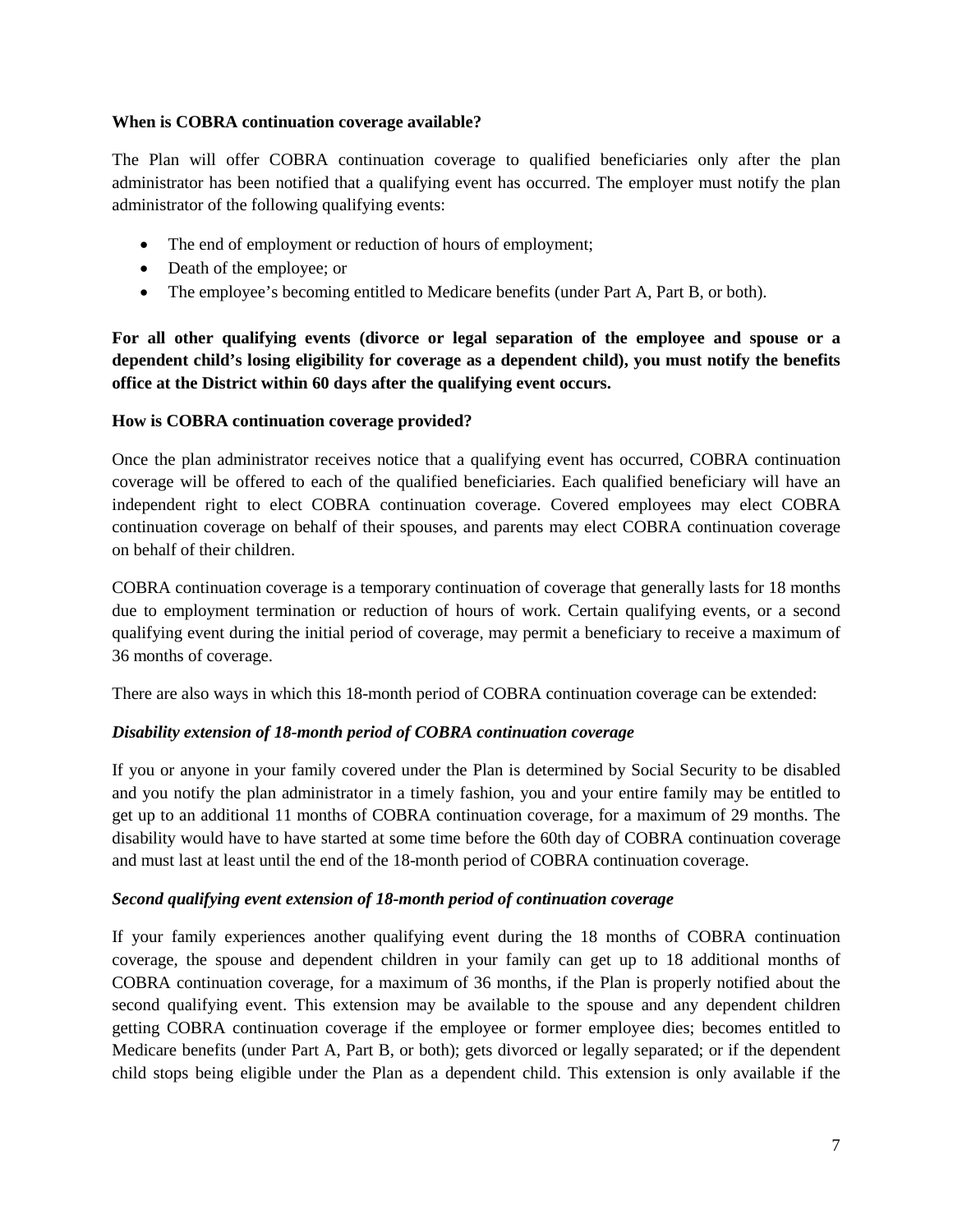**When is COBRA continuation coverage available?**

The Plan will offer COBRA continuation coverage to qualified beneficiaries only after the plan administrator has been notified that a qualifying event has occurred. The employer must notify the plan administrator of the following qualifying events:

- The end of employment or reduction of hours of employment;
- Death of the employee; or
- The employee's becoming entitled to Medicare benefits (under Part A, Part B, or both).

**For all other qualifying events (divorce or legal separation of the employee and spouse or a dependent child's losing eligibility for coverage as a dependent child), you must notify the benefits office at the District within 60 days after the qualifying event occurs.**

**How is COBRA continuation coverage provided?**

Once the plan administrator receives notice that a qualifying event has occurred, COBRA continuation coverage will be offered to each of the qualified beneficiaries. Each qualified beneficiary will have an independent right to elect COBRA continuation coverage. Covered employees may elect COBRA continuation coverage on behalf of their spouses, and parents may elect COBRA continuation coverage on behalf of their children.

COBRA continuation coverage is a temporary continuation of coverage that generally lasts for 18 months due to employment termination or reduction of hours of work. Certain qualifying events, or a second qualifying event during the initial period of coverage, may permit a beneficiary to receive a maximum of 36 months of coverage.

There are also ways in which this 18-month period of COBRA continuation coverage can be extended:

***Disability extension of 18-month period of COBRA continuation coverage***

If you or anyone in your family covered under the Plan is determined by Social Security to be disabled and you notify the plan administrator in a timely fashion, you and your entire family may be entitled to get up to an additional 11 months of COBRA continuation coverage, for a maximum of 29 months. The disability would have to have started at some time before the 60th day of COBRA continuation coverage and must last at least until the end of the 18-month period of COBRA continuation coverage.

***Second qualifying event extension of 18-month period of continuation coverage***

If your family experiences another qualifying event during the 18 months of COBRA continuation coverage, the spouse and dependent children in your family can get up to 18 additional months of COBRA continuation coverage, for a maximum of 36 months, if the Plan is properly notified about the second qualifying event. This extension may be available to the spouse and any dependent children getting COBRA continuation coverage if the employee or former employee dies; becomes entitled to Medicare benefits (under Part A, Part B, or both); gets divorced or legally separated; or if the dependent child stops being eligible under the Plan as a dependent child. This extension is only available if the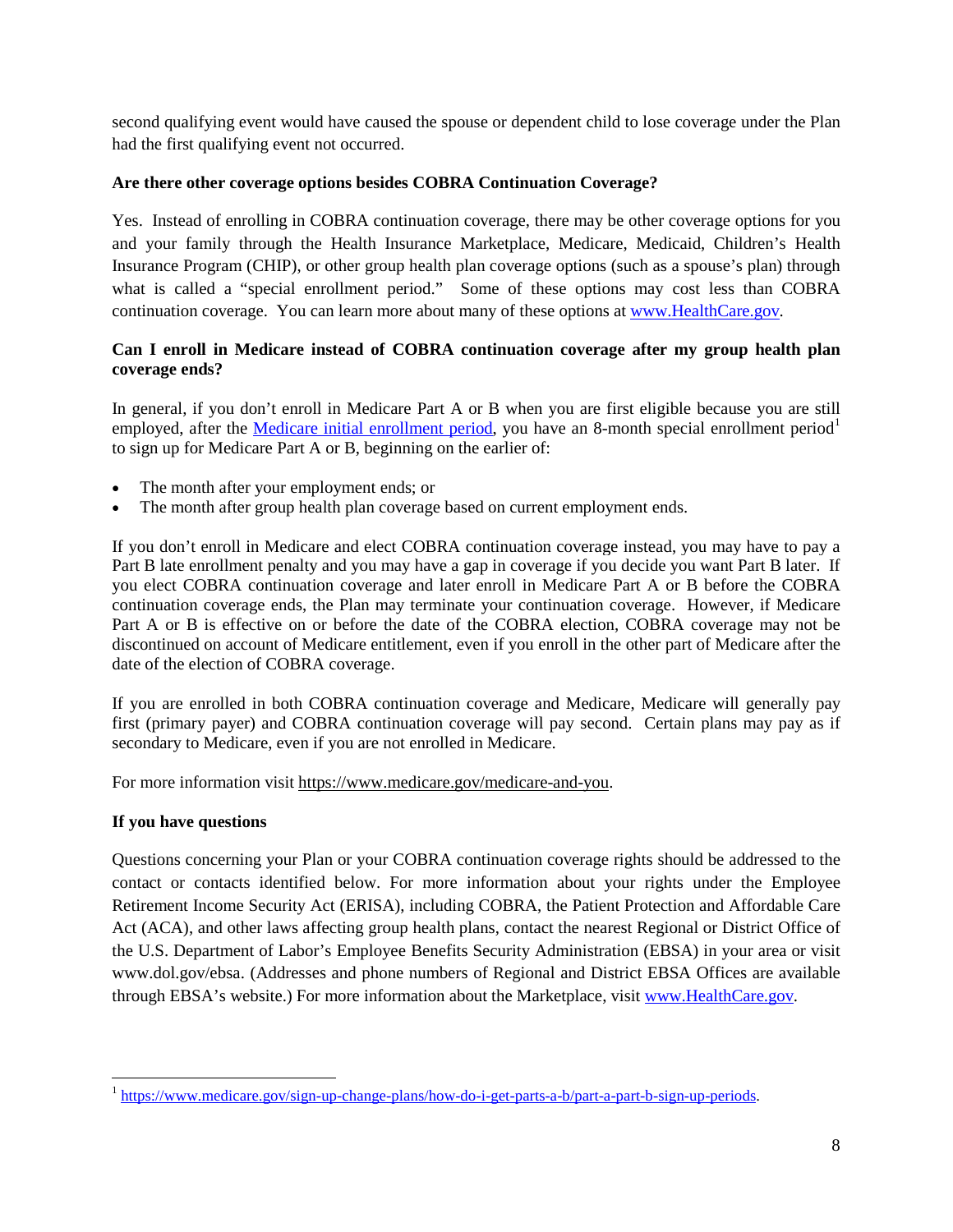second qualifying event would have caused the spouse or dependent child to lose coverage under the Plan had the first qualifying event not occurred.

**Are there other coverage options besides COBRA Continuation Coverage?**

Yes. Instead of enrolling in COBRA continuation coverage, there may be other coverage options for you and your family through the Health Insurance Marketplace, Medicare, Medicaid, Children's Health Insurance Program (CHIP), or other group health plan coverage options (such as a spouse's plan) through what is called a "special enrollment period." Some of these options may cost less than COBRA continuation coverage. You can learn more about many of these options at [www.HealthCare.gov](www.HealthCare.gov).

**Can I enroll in Medicare instead of COBRA continuation coverage after my group health plan coverage ends?**

In general, if you don't enroll in Medicare Part A or B when you are first eligible because you are still employed, after the Medicare initial enrollment period, you have an 8-month special enrollment period[1] to sign up for Medicare Part A or B, beginning on the earlier of:

- The month after your employment ends; or
- The month after group health plan coverage based on current employment ends.

If you don't enroll in Medicare and elect COBRA continuation coverage instead, you may have to pay a Part B late enrollment penalty and you may have a gap in coverage if you decide you want Part B later. If you elect COBRA continuation coverage and later enroll in Medicare Part A or B before the COBRA continuation coverage ends, the Plan may terminate your continuation coverage. However, if Medicare Part A or B is effective on or before the date of the COBRA election, COBRA coverage may not be discontinued on account of Medicare entitlement, even if you enroll in the other part of Medicare after the date of the election of COBRA coverage.

If you are enrolled in both COBRA continuation coverage and Medicare, Medicare will generally pay first (primary payer) and COBRA continuation coverage will pay second. Certain plans may pay as if secondary to Medicare, even if you are not enrolled in Medicare.

For more information visit https://www.medicare.gov/medicare-and-you.

**If you have questions**

Questions concerning your Plan or your COBRA continuation coverage rights should be addressed to the contact or contacts identified below. For more information about your rights under the Employee Retirement Income Security Act (ERISA), including COBRA, the Patient Protection and Affordable Care Act (ACA), and other laws affecting group health plans, contact the nearest Regional or District Office of the U.S. Department of Labor's Employee Benefits Security Administration (EBSA) in your area or visit www.dol.gov/ebsa. (Addresses and phone numbers of Regional and District EBSA Offices are available through EBSA's website.) For more information about the Marketplace, visit [www.HealthCare.gov](www.HealthCare.gov).

---

[1] https://www.medicare.gov/sign-up-change-plans/how-do-i-get-parts-a-b/part-a-part-b-sign-up-periods.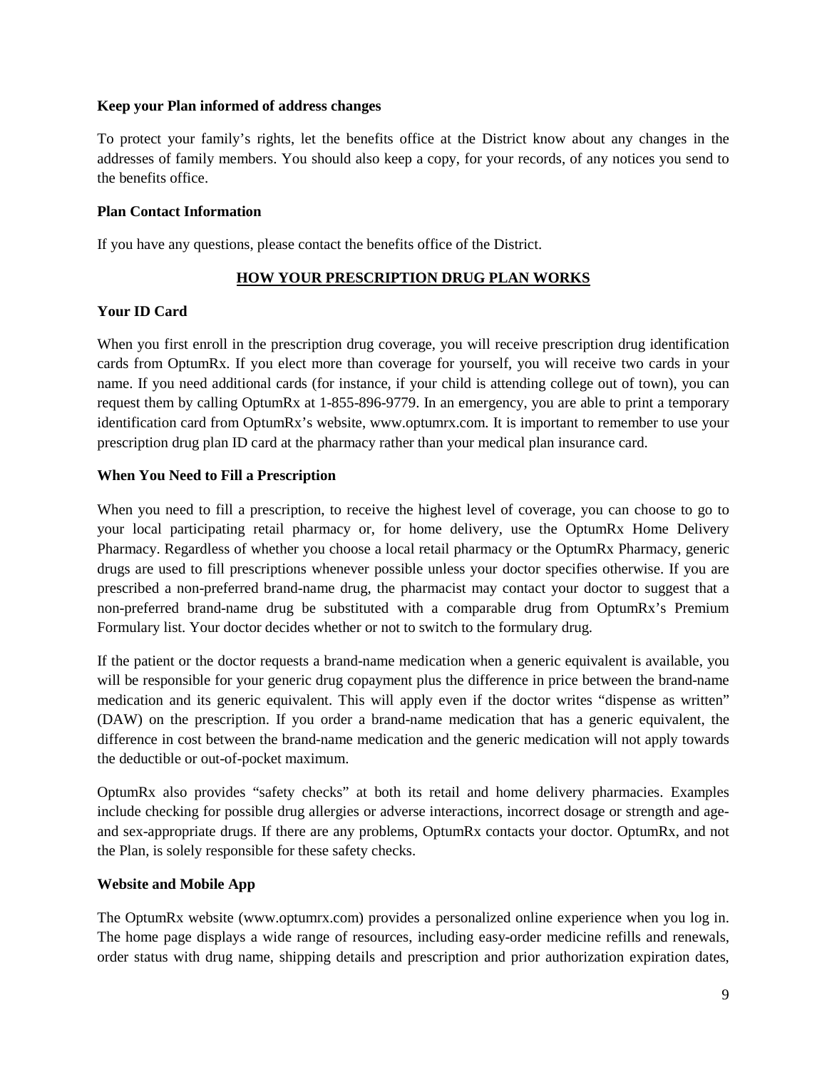**Keep your Plan informed of address changes**

To protect your family's rights, let the benefits office at the District know about any changes in the addresses of family members. You should also keep a copy, for your records, of any notices you send to the benefits office.

**Plan Contact Information**

If you have any questions, please contact the benefits office of the District.

## HOW YOUR PRESCRIPTION DRUG PLAN WORKS

**Your ID Card**

When you first enroll in the prescription drug coverage, you will receive prescription drug identification cards from OptumRx. If you elect more than coverage for yourself, you will receive two cards in your name. If you need additional cards (for instance, if your child is attending college out of town), you can request them by calling OptumRx at 1-855-896-9779. In an emergency, you are able to print a temporary identification card from OptumRx's website, www.optumrx.com. It is important to remember to use your prescription drug plan ID card at the pharmacy rather than your medical plan insurance card.

**When You Need to Fill a Prescription**

When you need to fill a prescription, to receive the highest level of coverage, you can choose to go to your local participating retail pharmacy or, for home delivery, use the OptumRx Home Delivery Pharmacy. Regardless of whether you choose a local retail pharmacy or the OptumRx Pharmacy, generic drugs are used to fill prescriptions whenever possible unless your doctor specifies otherwise. If you are prescribed a non-preferred brand-name drug, the pharmacist may contact your doctor to suggest that a non-preferred brand-name drug be substituted with a comparable drug from OptumRx's Premium Formulary list. Your doctor decides whether or not to switch to the formulary drug.

If the patient or the doctor requests a brand-name medication when a generic equivalent is available, you will be responsible for your generic drug copayment plus the difference in price between the brand-name medication and its generic equivalent. This will apply even if the doctor writes "dispense as written" (DAW) on the prescription. If you order a brand-name medication that has a generic equivalent, the difference in cost between the brand-name medication and the generic medication will not apply towards the deductible or out-of-pocket maximum.

OptumRx also provides "safety checks" at both its retail and home delivery pharmacies. Examples include checking for possible drug allergies or adverse interactions, incorrect dosage or strength and age- and sex-appropriate drugs. If there are any problems, OptumRx contacts your doctor. OptumRx, and not the Plan, is solely responsible for these safety checks.

**Website and Mobile App**

The OptumRx website (www.optumrx.com) provides a personalized online experience when you log in. The home page displays a wide range of resources, including easy-order medicine refills and renewals, order status with drug name, shipping details and prescription and prior authorization expiration dates,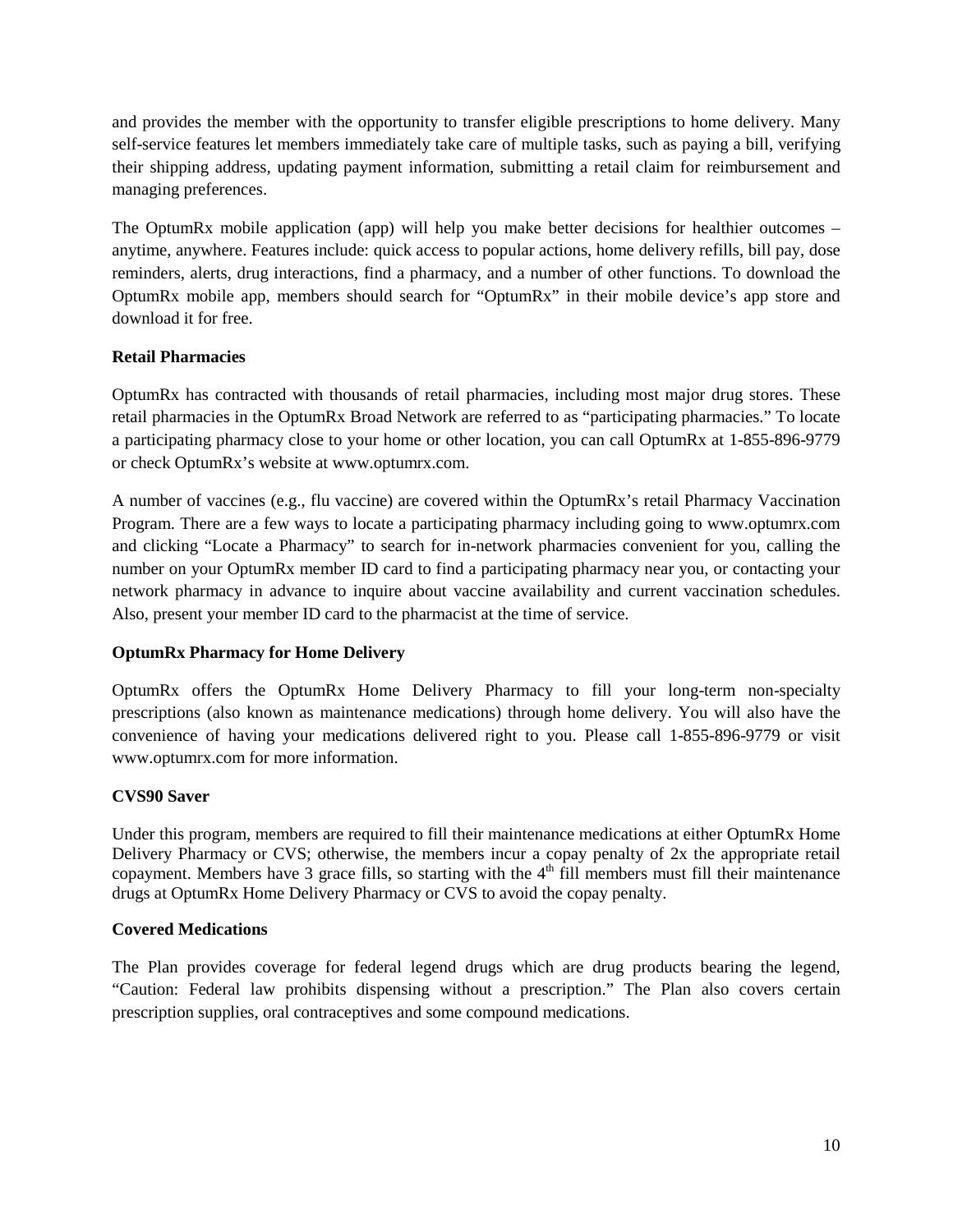and provides the member with the opportunity to transfer eligible prescriptions to home delivery. Many self-service features let members immediately take care of multiple tasks, such as paying a bill, verifying their shipping address, updating payment information, submitting a retail claim for reimbursement and managing preferences.

The OptumRx mobile application (app) will help you make better decisions for healthier outcomes – anytime, anywhere. Features include: quick access to popular actions, home delivery refills, bill pay, dose reminders, alerts, drug interactions, find a pharmacy, and a number of other functions. To download the OptumRx mobile app, members should search for "OptumRx" in their mobile device's app store and download it for free.

**Retail Pharmacies**

OptumRx has contracted with thousands of retail pharmacies, including most major drug stores. These retail pharmacies in the OptumRx Broad Network are referred to as "participating pharmacies." To locate a participating pharmacy close to your home or other location, you can call OptumRx at 1-855-896-9779 or check OptumRx's website at www.optumrx.com.

A number of vaccines (e.g., flu vaccine) are covered within the OptumRx's retail Pharmacy Vaccination Program. There are a few ways to locate a participating pharmacy including going to www.optumrx.com and clicking "Locate a Pharmacy" to search for in-network pharmacies convenient for you, calling the number on your OptumRx member ID card to find a participating pharmacy near you, or contacting your network pharmacy in advance to inquire about vaccine availability and current vaccination schedules. Also, present your member ID card to the pharmacist at the time of service.

**OptumRx Pharmacy for Home Delivery**

OptumRx offers the OptumRx Home Delivery Pharmacy to fill your long-term non-specialty prescriptions (also known as maintenance medications) through home delivery. You will also have the convenience of having your medications delivered right to you. Please call 1-855-896-9779 or visit www.optumrx.com for more information.

**CVS90 Saver**

Under this program, members are required to fill their maintenance medications at either OptumRx Home Delivery Pharmacy or CVS; otherwise, the members incur a copay penalty of 2x the appropriate retail copayment. Members have 3 grace fills, so starting with the 4th fill members must fill their maintenance drugs at OptumRx Home Delivery Pharmacy or CVS to avoid the copay penalty.

**Covered Medications**

The Plan provides coverage for federal legend drugs which are drug products bearing the legend, "Caution: Federal law prohibits dispensing without a prescription." The Plan also covers certain prescription supplies, oral contraceptives and some compound medications.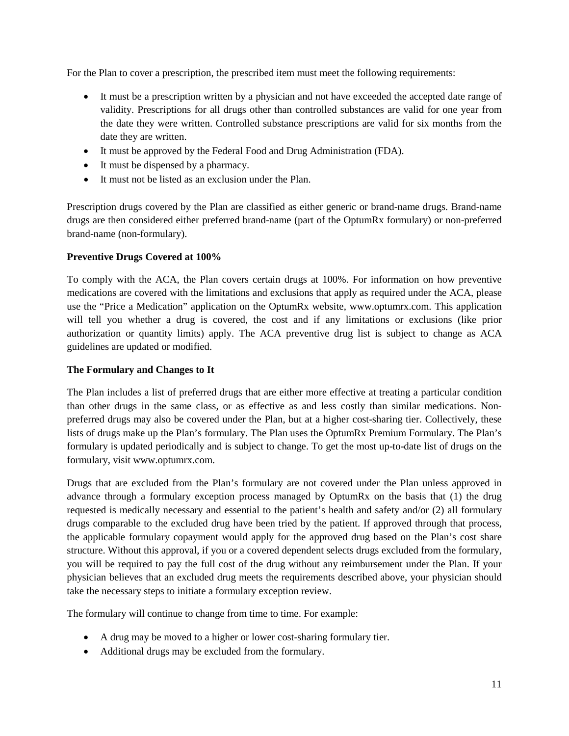For the Plan to cover a prescription, the prescribed item must meet the following requirements:

- It must be a prescription written by a physician and not have exceeded the accepted date range of validity. Prescriptions for all drugs other than controlled substances are valid for one year from the date they were written. Controlled substance prescriptions are valid for six months from the date they are written.
- It must be approved by the Federal Food and Drug Administration (FDA).
- It must be dispensed by a pharmacy.
- It must not be listed as an exclusion under the Plan.

Prescription drugs covered by the Plan are classified as either generic or brand-name drugs. Brand-name drugs are then considered either preferred brand-name (part of the OptumRx formulary) or non-preferred brand-name (non-formulary).

**Preventive Drugs Covered at 100%**

To comply with the ACA, the Plan covers certain drugs at 100%. For information on how preventive medications are covered with the limitations and exclusions that apply as required under the ACA, please use the "Price a Medication" application on the OptumRx website, www.optumrx.com. This application will tell you whether a drug is covered, the cost and if any limitations or exclusions (like prior authorization or quantity limits) apply. The ACA preventive drug list is subject to change as ACA guidelines are updated or modified.

**The Formulary and Changes to It**

The Plan includes a list of preferred drugs that are either more effective at treating a particular condition than other drugs in the same class, or as effective as and less costly than similar medications. Non-preferred drugs may also be covered under the Plan, but at a higher cost-sharing tier. Collectively, these lists of drugs make up the Plan's formulary. The Plan uses the OptumRx Premium Formulary. The Plan's formulary is updated periodically and is subject to change. To get the most up-to-date list of drugs on the formulary, visit www.optumrx.com.

Drugs that are excluded from the Plan's formulary are not covered under the Plan unless approved in advance through a formulary exception process managed by OptumRx on the basis that (1) the drug requested is medically necessary and essential to the patient's health and safety and/or (2) all formulary drugs comparable to the excluded drug have been tried by the patient. If approved through that process, the applicable formulary copayment would apply for the approved drug based on the Plan's cost share structure. Without this approval, if you or a covered dependent selects drugs excluded from the formulary, you will be required to pay the full cost of the drug without any reimbursement under the Plan. If your physician believes that an excluded drug meets the requirements described above, your physician should take the necessary steps to initiate a formulary exception review.

The formulary will continue to change from time to time. For example:

- A drug may be moved to a higher or lower cost-sharing formulary tier.
- Additional drugs may be excluded from the formulary.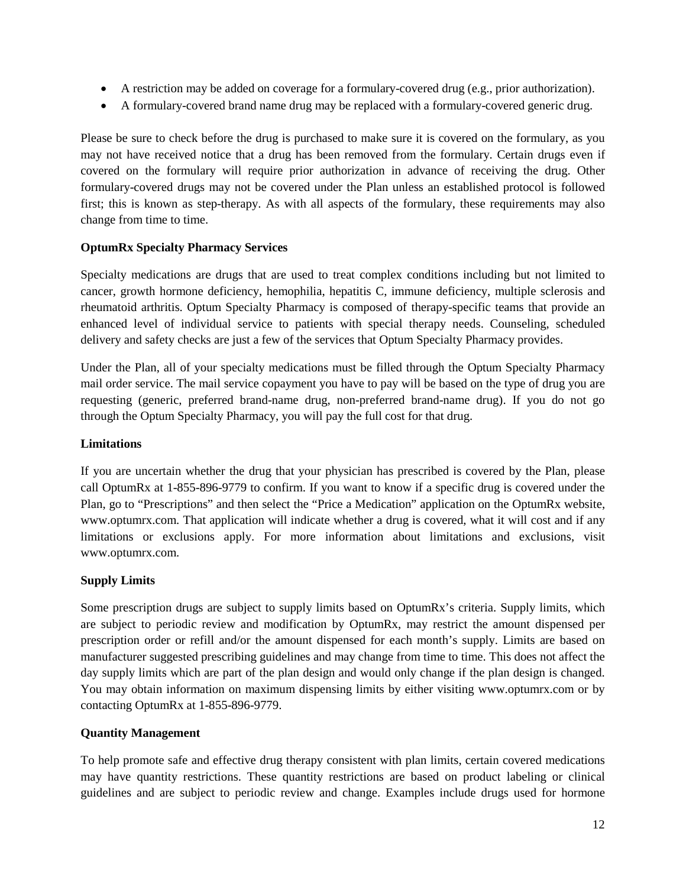- A restriction may be added on coverage for a formulary-covered drug (e.g., prior authorization).
- A formulary-covered brand name drug may be replaced with a formulary-covered generic drug.

Please be sure to check before the drug is purchased to make sure it is covered on the formulary, as you may not have received notice that a drug has been removed from the formulary. Certain drugs even if covered on the formulary will require prior authorization in advance of receiving the drug. Other formulary-covered drugs may not be covered under the Plan unless an established protocol is followed first; this is known as step-therapy. As with all aspects of the formulary, these requirements may also change from time to time.

**OptumRx Specialty Pharmacy Services**

Specialty medications are drugs that are used to treat complex conditions including but not limited to cancer, growth hormone deficiency, hemophilia, hepatitis C, immune deficiency, multiple sclerosis and rheumatoid arthritis. Optum Specialty Pharmacy is composed of therapy-specific teams that provide an enhanced level of individual service to patients with special therapy needs. Counseling, scheduled delivery and safety checks are just a few of the services that Optum Specialty Pharmacy provides.

Under the Plan, all of your specialty medications must be filled through the Optum Specialty Pharmacy mail order service. The mail service copayment you have to pay will be based on the type of drug you are requesting (generic, preferred brand-name drug, non-preferred brand-name drug). If you do not go through the Optum Specialty Pharmacy, you will pay the full cost for that drug.

**Limitations**

If you are uncertain whether the drug that your physician has prescribed is covered by the Plan, please call OptumRx at 1-855-896-9779 to confirm. If you want to know if a specific drug is covered under the Plan, go to "Prescriptions" and then select the "Price a Medication" application on the OptumRx website, www.optumrx.com. That application will indicate whether a drug is covered, what it will cost and if any limitations or exclusions apply. For more information about limitations and exclusions, visit www.optumrx.com.

**Supply Limits**

Some prescription drugs are subject to supply limits based on OptumRx's criteria. Supply limits, which are subject to periodic review and modification by OptumRx, may restrict the amount dispensed per prescription order or refill and/or the amount dispensed for each month's supply. Limits are based on manufacturer suggested prescribing guidelines and may change from time to time. This does not affect the day supply limits which are part of the plan design and would only change if the plan design is changed. You may obtain information on maximum dispensing limits by either visiting www.optumrx.com or by contacting OptumRx at 1-855-896-9779.

**Quantity Management**

To help promote safe and effective drug therapy consistent with plan limits, certain covered medications may have quantity restrictions. These quantity restrictions are based on product labeling or clinical guidelines and are subject to periodic review and change. Examples include drugs used for hormone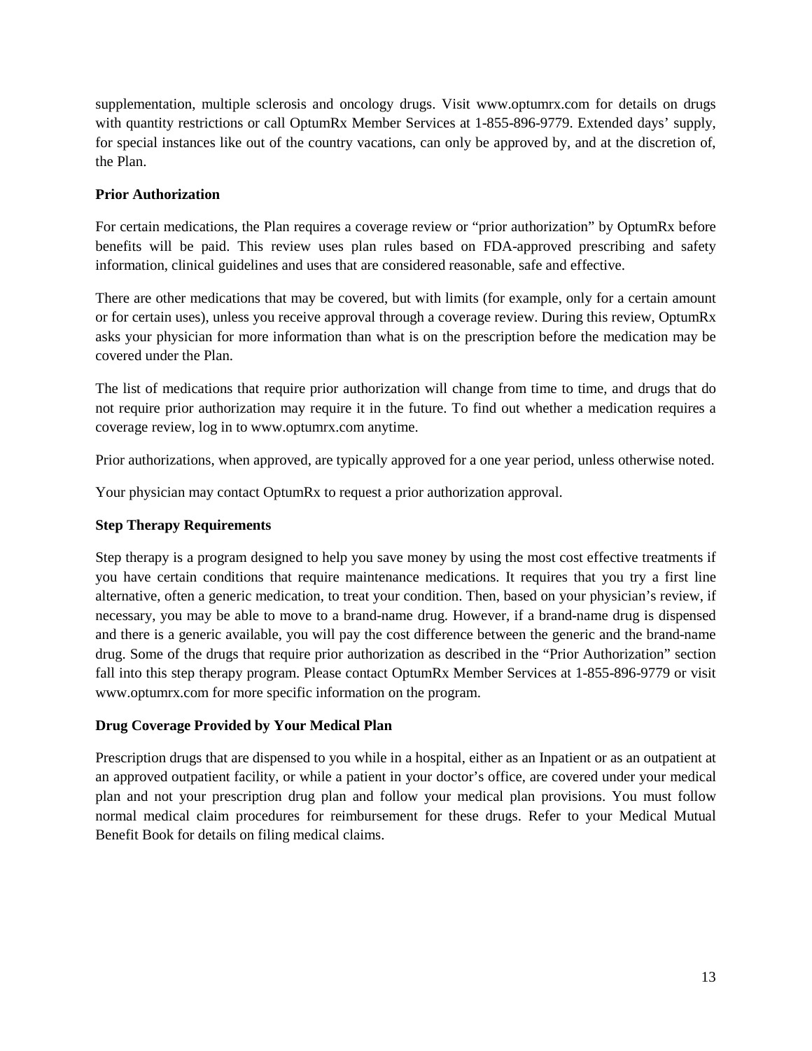supplementation, multiple sclerosis and oncology drugs. Visit www.optumrx.com for details on drugs with quantity restrictions or call OptumRx Member Services at 1-855-896-9779. Extended days' supply, for special instances like out of the country vacations, can only be approved by, and at the discretion of, the Plan.

**Prior Authorization**

For certain medications, the Plan requires a coverage review or "prior authorization" by OptumRx before benefits will be paid. This review uses plan rules based on FDA-approved prescribing and safety information, clinical guidelines and uses that are considered reasonable, safe and effective.

There are other medications that may be covered, but with limits (for example, only for a certain amount or for certain uses), unless you receive approval through a coverage review. During this review, OptumRx asks your physician for more information than what is on the prescription before the medication may be covered under the Plan.

The list of medications that require prior authorization will change from time to time, and drugs that do not require prior authorization may require it in the future. To find out whether a medication requires a coverage review, log in to www.optumrx.com anytime.

Prior authorizations, when approved, are typically approved for a one year period, unless otherwise noted.

Your physician may contact OptumRx to request a prior authorization approval.

**Step Therapy Requirements**

Step therapy is a program designed to help you save money by using the most cost effective treatments if you have certain conditions that require maintenance medications. It requires that you try a first line alternative, often a generic medication, to treat your condition. Then, based on your physician's review, if necessary, you may be able to move to a brand-name drug. However, if a brand-name drug is dispensed and there is a generic available, you will pay the cost difference between the generic and the brand-name drug. Some of the drugs that require prior authorization as described in the "Prior Authorization" section fall into this step therapy program. Please contact OptumRx Member Services at 1-855-896-9779 or visit www.optumrx.com for more specific information on the program.

**Drug Coverage Provided by Your Medical Plan**

Prescription drugs that are dispensed to you while in a hospital, either as an Inpatient or as an outpatient at an approved outpatient facility, or while a patient in your doctor's office, are covered under your medical plan and not your prescription drug plan and follow your medical plan provisions. You must follow normal medical claim procedures for reimbursement for these drugs. Refer to your Medical Mutual Benefit Book for details on filing medical claims.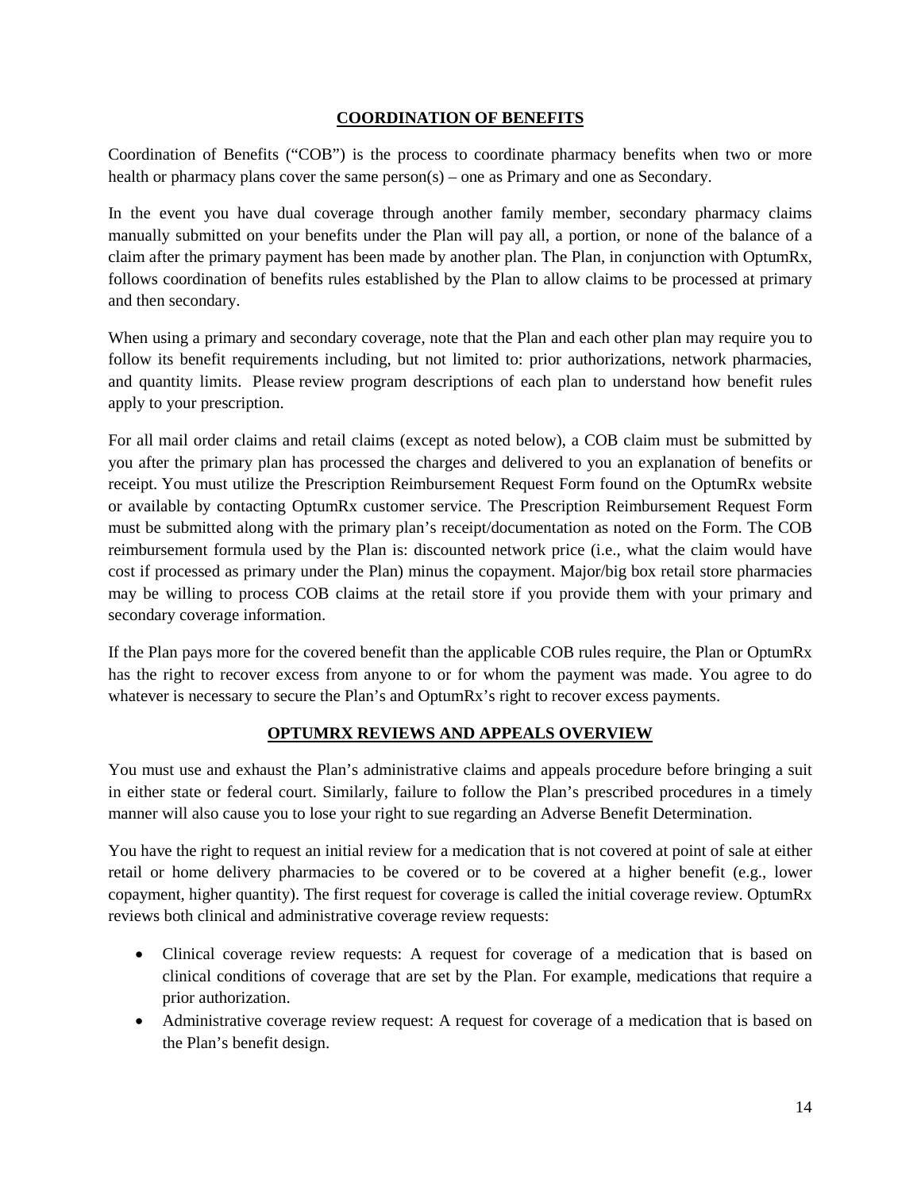## COORDINATION OF BENEFITS

Coordination of Benefits ("COB") is the process to coordinate pharmacy benefits when two or more health or pharmacy plans cover the same person(s) – one as Primary and one as Secondary.

In the event you have dual coverage through another family member, secondary pharmacy claims manually submitted on your benefits under the Plan will pay all, a portion, or none of the balance of a claim after the primary payment has been made by another plan. The Plan, in conjunction with OptumRx, follows coordination of benefits rules established by the Plan to allow claims to be processed at primary and then secondary.

When using a primary and secondary coverage, note that the Plan and each other plan may require you to follow its benefit requirements including, but not limited to: prior authorizations, network pharmacies, and quantity limits. Please review program descriptions of each plan to understand how benefit rules apply to your prescription.

For all mail order claims and retail claims (except as noted below), a COB claim must be submitted by you after the primary plan has processed the charges and delivered to you an explanation of benefits or receipt. You must utilize the Prescription Reimbursement Request Form found on the OptumRx website or available by contacting OptumRx customer service. The Prescription Reimbursement Request Form must be submitted along with the primary plan's receipt/documentation as noted on the Form. The COB reimbursement formula used by the Plan is: discounted network price (i.e., what the claim would have cost if processed as primary under the Plan) minus the copayment. Major/big box retail store pharmacies may be willing to process COB claims at the retail store if you provide them with your primary and secondary coverage information.

If the Plan pays more for the covered benefit than the applicable COB rules require, the Plan or OptumRx has the right to recover excess from anyone to or for whom the payment was made. You agree to do whatever is necessary to secure the Plan's and OptumRx's right to recover excess payments.

## OPTUMRX REVIEWS AND APPEALS OVERVIEW

You must use and exhaust the Plan's administrative claims and appeals procedure before bringing a suit in either state or federal court. Similarly, failure to follow the Plan's prescribed procedures in a timely manner will also cause you to lose your right to sue regarding an Adverse Benefit Determination.

You have the right to request an initial review for a medication that is not covered at point of sale at either retail or home delivery pharmacies to be covered or to be covered at a higher benefit (e.g., lower copayment, higher quantity). The first request for coverage is called the initial coverage review. OptumRx reviews both clinical and administrative coverage review requests:

- Clinical coverage review requests: A request for coverage of a medication that is based on clinical conditions of coverage that are set by the Plan. For example, medications that require a prior authorization.
- Administrative coverage review request: A request for coverage of a medication that is based on the Plan's benefit design.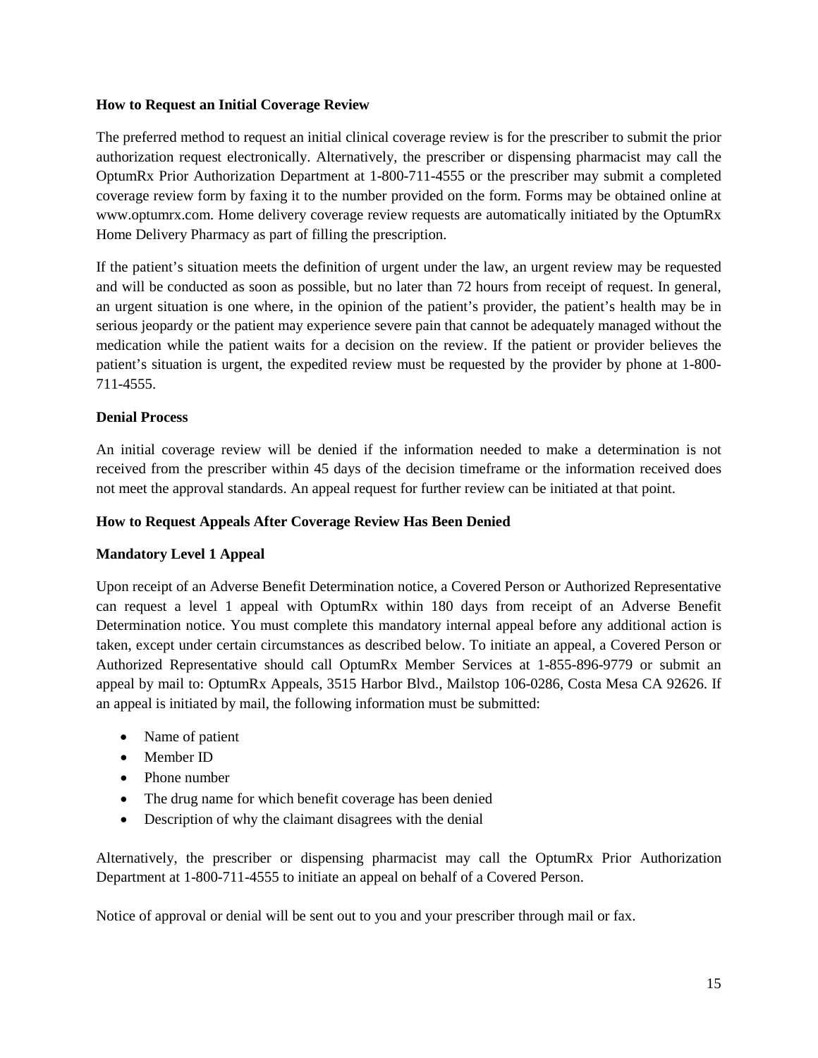**How to Request an Initial Coverage Review**

The preferred method to request an initial clinical coverage review is for the prescriber to submit the prior authorization request electronically. Alternatively, the prescriber or dispensing pharmacist may call the OptumRx Prior Authorization Department at 1-800-711-4555 or the prescriber may submit a completed coverage review form by faxing it to the number provided on the form. Forms may be obtained online at www.optumrx.com. Home delivery coverage review requests are automatically initiated by the OptumRx Home Delivery Pharmacy as part of filling the prescription.

If the patient's situation meets the definition of urgent under the law, an urgent review may be requested and will be conducted as soon as possible, but no later than 72 hours from receipt of request. In general, an urgent situation is one where, in the opinion of the patient's provider, the patient's health may be in serious jeopardy or the patient may experience severe pain that cannot be adequately managed without the medication while the patient waits for a decision on the review. If the patient or provider believes the patient's situation is urgent, the expedited review must be requested by the provider by phone at 1-800-711-4555.

**Denial Process**

An initial coverage review will be denied if the information needed to make a determination is not received from the prescriber within 45 days of the decision timeframe or the information received does not meet the approval standards. An appeal request for further review can be initiated at that point.

**How to Request Appeals After Coverage Review Has Been Denied**

**Mandatory Level 1 Appeal**

Upon receipt of an Adverse Benefit Determination notice, a Covered Person or Authorized Representative can request a level 1 appeal with OptumRx within 180 days from receipt of an Adverse Benefit Determination notice. You must complete this mandatory internal appeal before any additional action is taken, except under certain circumstances as described below. To initiate an appeal, a Covered Person or Authorized Representative should call OptumRx Member Services at 1-855-896-9779 or submit an appeal by mail to: OptumRx Appeals, 3515 Harbor Blvd., Mailstop 106-0286, Costa Mesa CA 92626. If an appeal is initiated by mail, the following information must be submitted:

- Name of patient
- Member ID
- Phone number
- The drug name for which benefit coverage has been denied
- Description of why the claimant disagrees with the denial

Alternatively, the prescriber or dispensing pharmacist may call the OptumRx Prior Authorization Department at 1-800-711-4555 to initiate an appeal on behalf of a Covered Person.

Notice of approval or denial will be sent out to you and your prescriber through mail or fax.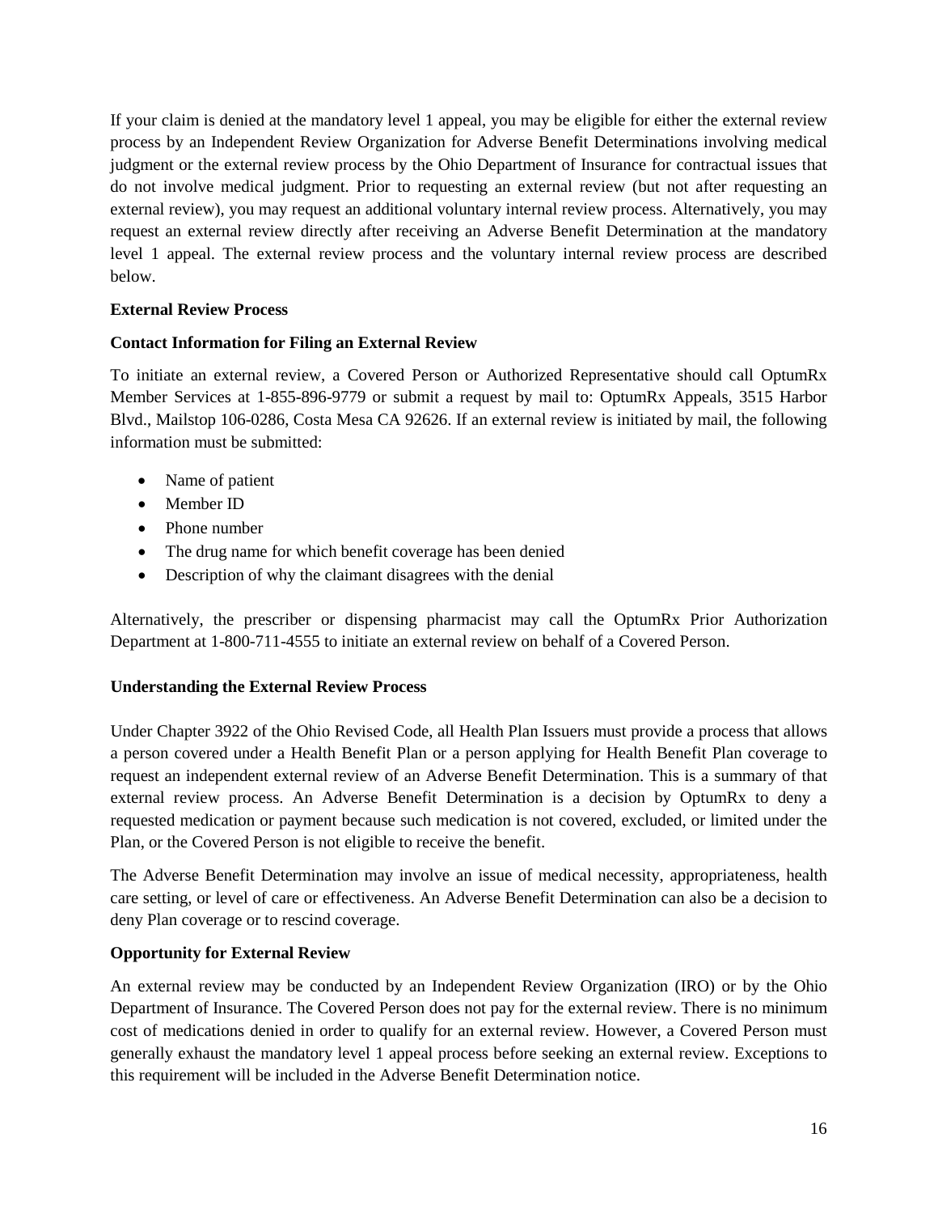If your claim is denied at the mandatory level 1 appeal, you may be eligible for either the external review process by an Independent Review Organization for Adverse Benefit Determinations involving medical judgment or the external review process by the Ohio Department of Insurance for contractual issues that do not involve medical judgment. Prior to requesting an external review (but not after requesting an external review), you may request an additional voluntary internal review process. Alternatively, you may request an external review directly after receiving an Adverse Benefit Determination at the mandatory level 1 appeal. The external review process and the voluntary internal review process are described below.

**External Review Process**

**Contact Information for Filing an External Review**

To initiate an external review, a Covered Person or Authorized Representative should call OptumRx Member Services at 1-855-896-9779 or submit a request by mail to: OptumRx Appeals, 3515 Harbor Blvd., Mailstop 106-0286, Costa Mesa CA 92626. If an external review is initiated by mail, the following information must be submitted:

- Name of patient
- Member ID
- Phone number
- The drug name for which benefit coverage has been denied
- Description of why the claimant disagrees with the denial

Alternatively, the prescriber or dispensing pharmacist may call the OptumRx Prior Authorization Department at 1-800-711-4555 to initiate an external review on behalf of a Covered Person.

**Understanding the External Review Process**

Under Chapter 3922 of the Ohio Revised Code, all Health Plan Issuers must provide a process that allows a person covered under a Health Benefit Plan or a person applying for Health Benefit Plan coverage to request an independent external review of an Adverse Benefit Determination. This is a summary of that external review process. An Adverse Benefit Determination is a decision by OptumRx to deny a requested medication or payment because such medication is not covered, excluded, or limited under the Plan, or the Covered Person is not eligible to receive the benefit.

The Adverse Benefit Determination may involve an issue of medical necessity, appropriateness, health care setting, or level of care or effectiveness. An Adverse Benefit Determination can also be a decision to deny Plan coverage or to rescind coverage.

**Opportunity for External Review**

An external review may be conducted by an Independent Review Organization (IRO) or by the Ohio Department of Insurance. The Covered Person does not pay for the external review. There is no minimum cost of medications denied in order to qualify for an external review. However, a Covered Person must generally exhaust the mandatory level 1 appeal process before seeking an external review. Exceptions to this requirement will be included in the Adverse Benefit Determination notice.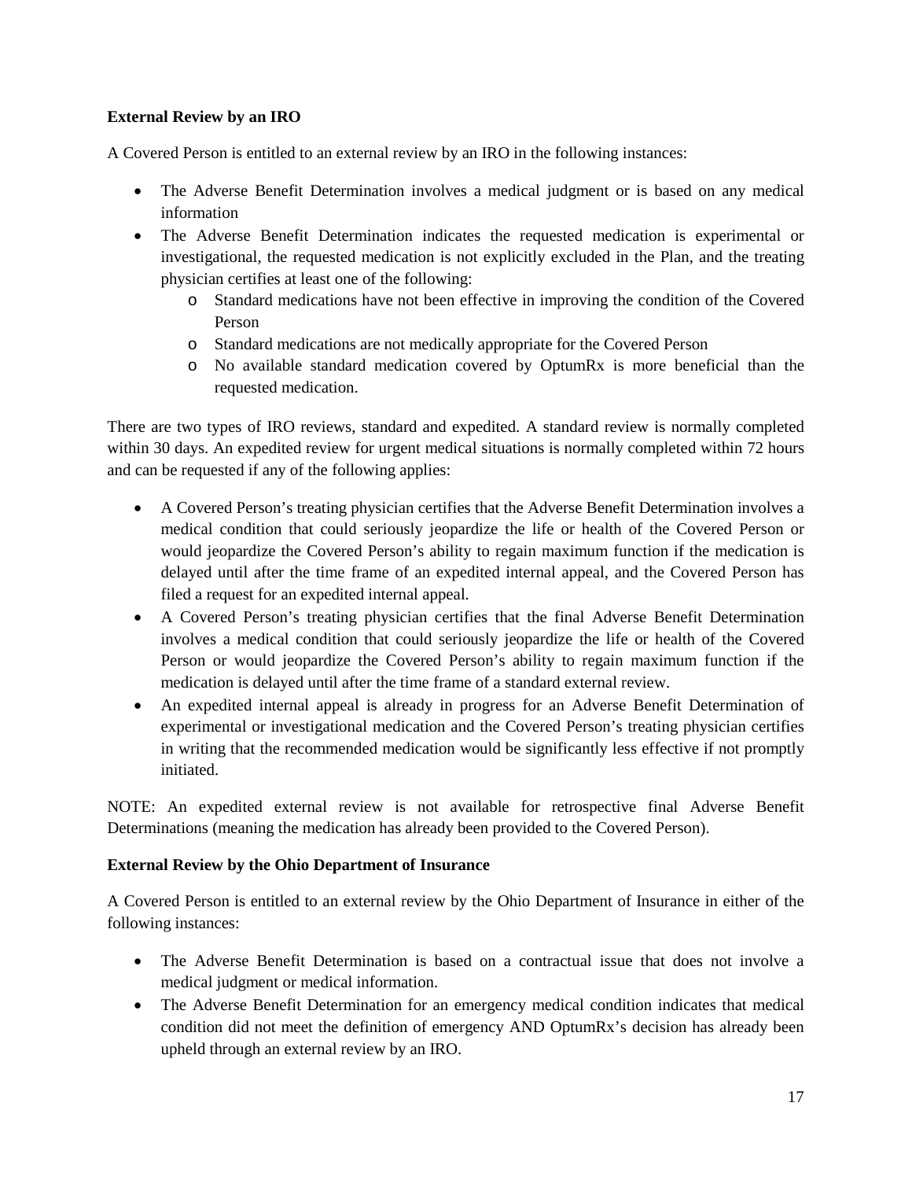**External Review by an IRO**

A Covered Person is entitled to an external review by an IRO in the following instances:

- The Adverse Benefit Determination involves a medical judgment or is based on any medical information
- The Adverse Benefit Determination indicates the requested medication is experimental or investigational, the requested medication is not explicitly excluded in the Plan, and the treating physician certifies at least one of the following:
    - Standard medications have not been effective in improving the condition of the Covered Person
    - Standard medications are not medically appropriate for the Covered Person
    - No available standard medication covered by OptumRx is more beneficial than the requested medication.

There are two types of IRO reviews, standard and expedited. A standard review is normally completed within 30 days. An expedited review for urgent medical situations is normally completed within 72 hours and can be requested if any of the following applies:

- A Covered Person's treating physician certifies that the Adverse Benefit Determination involves a medical condition that could seriously jeopardize the life or health of the Covered Person or would jeopardize the Covered Person's ability to regain maximum function if the medication is delayed until after the time frame of an expedited internal appeal, and the Covered Person has filed a request for an expedited internal appeal.
- A Covered Person's treating physician certifies that the final Adverse Benefit Determination involves a medical condition that could seriously jeopardize the life or health of the Covered Person or would jeopardize the Covered Person's ability to regain maximum function if the medication is delayed until after the time frame of a standard external review.
- An expedited internal appeal is already in progress for an Adverse Benefit Determination of experimental or investigational medication and the Covered Person's treating physician certifies in writing that the recommended medication would be significantly less effective if not promptly initiated.

NOTE: An expedited external review is not available for retrospective final Adverse Benefit Determinations (meaning the medication has already been provided to the Covered Person).

**External Review by the Ohio Department of Insurance**

A Covered Person is entitled to an external review by the Ohio Department of Insurance in either of the following instances:

- The Adverse Benefit Determination is based on a contractual issue that does not involve a medical judgment or medical information.
- The Adverse Benefit Determination for an emergency medical condition indicates that medical condition did not meet the definition of emergency AND OptumRx's decision has already been upheld through an external review by an IRO.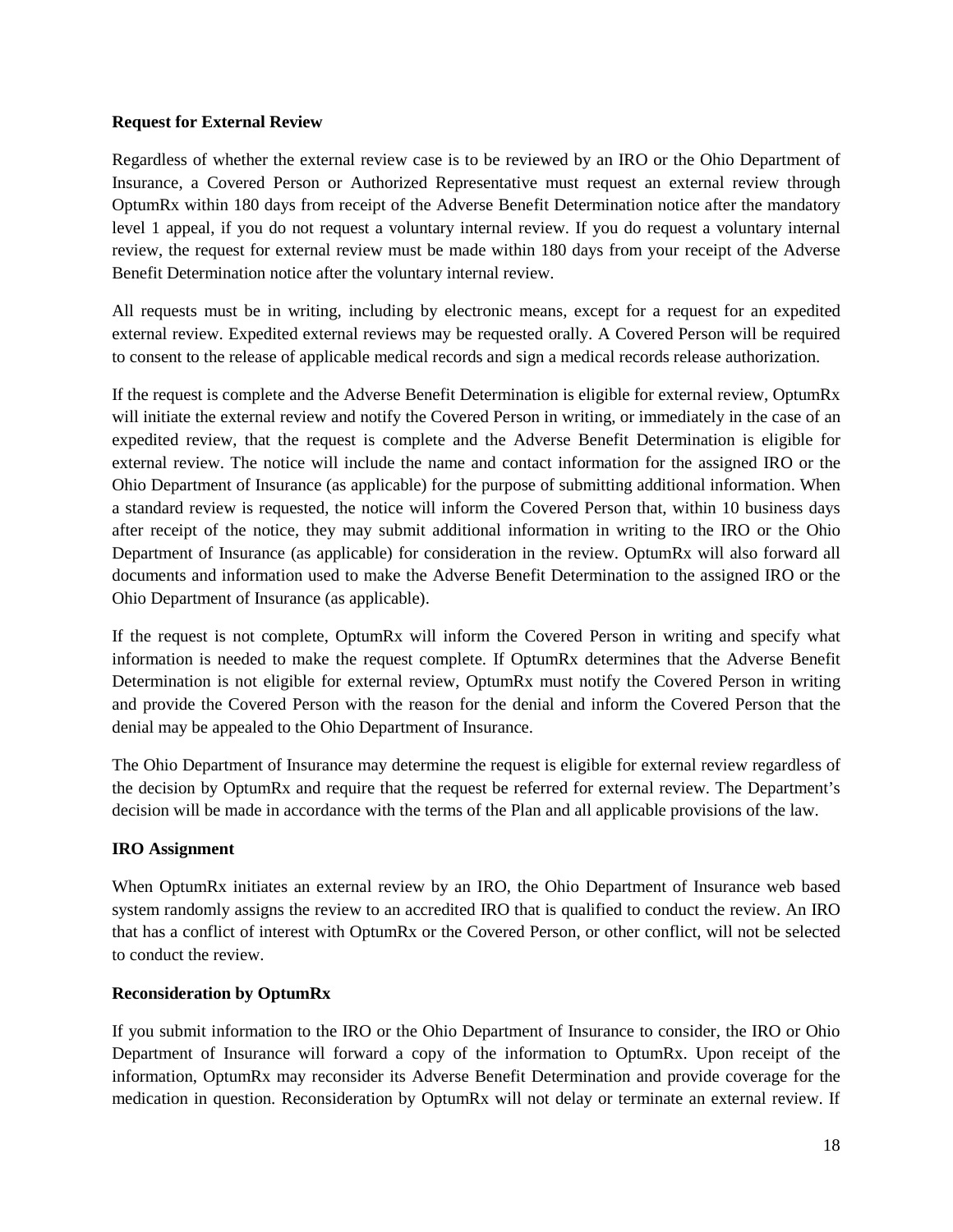**Request for External Review**

Regardless of whether the external review case is to be reviewed by an IRO or the Ohio Department of Insurance, a Covered Person or Authorized Representative must request an external review through OptumRx within 180 days from receipt of the Adverse Benefit Determination notice after the mandatory level 1 appeal, if you do not request a voluntary internal review. If you do request a voluntary internal review, the request for external review must be made within 180 days from your receipt of the Adverse Benefit Determination notice after the voluntary internal review.

All requests must be in writing, including by electronic means, except for a request for an expedited external review. Expedited external reviews may be requested orally. A Covered Person will be required to consent to the release of applicable medical records and sign a medical records release authorization.

If the request is complete and the Adverse Benefit Determination is eligible for external review, OptumRx will initiate the external review and notify the Covered Person in writing, or immediately in the case of an expedited review, that the request is complete and the Adverse Benefit Determination is eligible for external review. The notice will include the name and contact information for the assigned IRO or the Ohio Department of Insurance (as applicable) for the purpose of submitting additional information. When a standard review is requested, the notice will inform the Covered Person that, within 10 business days after receipt of the notice, they may submit additional information in writing to the IRO or the Ohio Department of Insurance (as applicable) for consideration in the review. OptumRx will also forward all documents and information used to make the Adverse Benefit Determination to the assigned IRO or the Ohio Department of Insurance (as applicable).

If the request is not complete, OptumRx will inform the Covered Person in writing and specify what information is needed to make the request complete. If OptumRx determines that the Adverse Benefit Determination is not eligible for external review, OptumRx must notify the Covered Person in writing and provide the Covered Person with the reason for the denial and inform the Covered Person that the denial may be appealed to the Ohio Department of Insurance.

The Ohio Department of Insurance may determine the request is eligible for external review regardless of the decision by OptumRx and require that the request be referred for external review. The Department's decision will be made in accordance with the terms of the Plan and all applicable provisions of the law.

**IRO Assignment**

When OptumRx initiates an external review by an IRO, the Ohio Department of Insurance web based system randomly assigns the review to an accredited IRO that is qualified to conduct the review. An IRO that has a conflict of interest with OptumRx or the Covered Person, or other conflict, will not be selected to conduct the review.

**Reconsideration by OptumRx**

If you submit information to the IRO or the Ohio Department of Insurance to consider, the IRO or Ohio Department of Insurance will forward a copy of the information to OptumRx. Upon receipt of the information, OptumRx may reconsider its Adverse Benefit Determination and provide coverage for the medication in question. Reconsideration by OptumRx will not delay or terminate an external review. If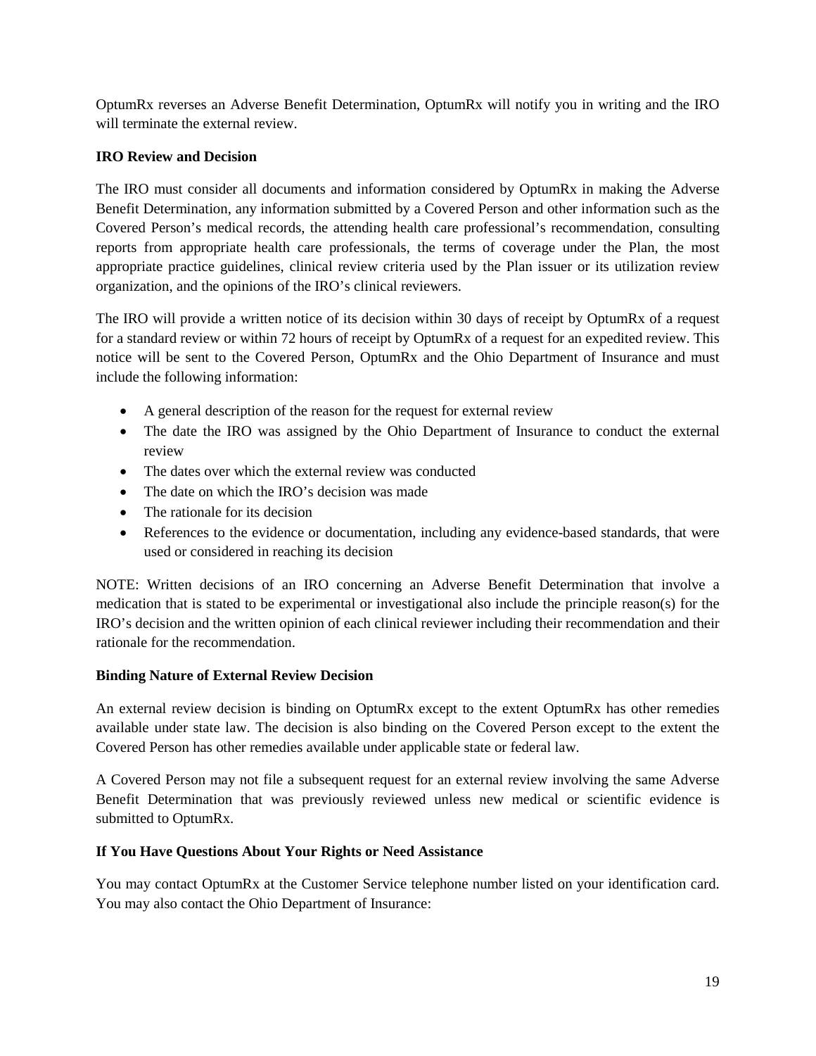OptumRx reverses an Adverse Benefit Determination, OptumRx will notify you in writing and the IRO will terminate the external review.

**IRO Review and Decision**

The IRO must consider all documents and information considered by OptumRx in making the Adverse Benefit Determination, any information submitted by a Covered Person and other information such as the Covered Person's medical records, the attending health care professional's recommendation, consulting reports from appropriate health care professionals, the terms of coverage under the Plan, the most appropriate practice guidelines, clinical review criteria used by the Plan issuer or its utilization review organization, and the opinions of the IRO's clinical reviewers.

The IRO will provide a written notice of its decision within 30 days of receipt by OptumRx of a request for a standard review or within 72 hours of receipt by OptumRx of a request for an expedited review. This notice will be sent to the Covered Person, OptumRx and the Ohio Department of Insurance and must include the following information:

- A general description of the reason for the request for external review
- The date the IRO was assigned by the Ohio Department of Insurance to conduct the external review
- The dates over which the external review was conducted
- The date on which the IRO's decision was made
- The rationale for its decision
- References to the evidence or documentation, including any evidence-based standards, that were used or considered in reaching its decision

NOTE: Written decisions of an IRO concerning an Adverse Benefit Determination that involve a medication that is stated to be experimental or investigational also include the principle reason(s) for the IRO's decision and the written opinion of each clinical reviewer including their recommendation and their rationale for the recommendation.

**Binding Nature of External Review Decision**

An external review decision is binding on OptumRx except to the extent OptumRx has other remedies available under state law. The decision is also binding on the Covered Person except to the extent the Covered Person has other remedies available under applicable state or federal law.

A Covered Person may not file a subsequent request for an external review involving the same Adverse Benefit Determination that was previously reviewed unless new medical or scientific evidence is submitted to OptumRx.

**If You Have Questions About Your Rights or Need Assistance**

You may contact OptumRx at the Customer Service telephone number listed on your identification card. You may also contact the Ohio Department of Insurance: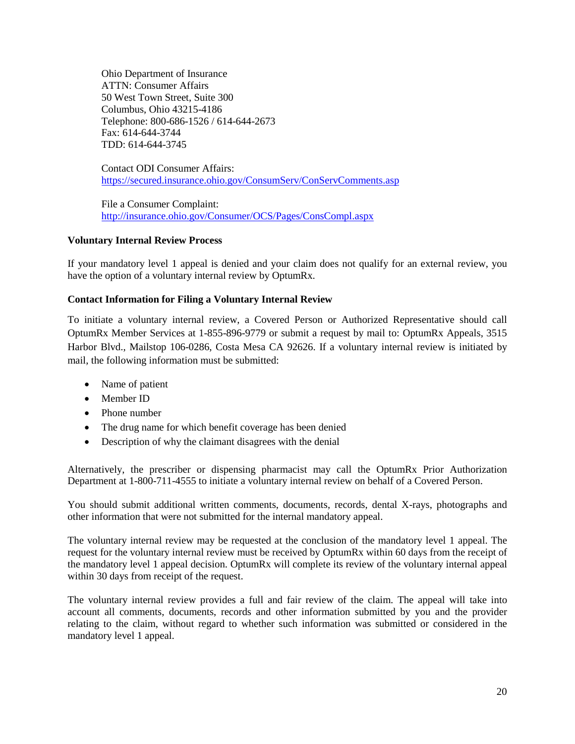Ohio Department of Insurance
ATTN: Consumer Affairs
50 West Town Street, Suite 300
Columbus, Ohio 43215-4186
Telephone: 800-686-1526 / 614-644-2673
Fax: 614-644-3744
TDD: 614-644-3745

Contact ODI Consumer Affairs:
https://secured.insurance.ohio.gov/ConsumServ/ConServComments.asp

File a Consumer Complaint:
http://insurance.ohio.gov/Consumer/OCS/Pages/ConsCompl.aspx

**Voluntary Internal Review Process**

If your mandatory level 1 appeal is denied and your claim does not qualify for an external review, you have the option of a voluntary internal review by OptumRx.

**Contact Information for Filing a Voluntary Internal Review**

To initiate a voluntary internal review, a Covered Person or Authorized Representative should call OptumRx Member Services at 1-855-896-9779 or submit a request by mail to: OptumRx Appeals, 3515 Harbor Blvd., Mailstop 106-0286, Costa Mesa CA 92626. If a voluntary internal review is initiated by mail, the following information must be submitted:

- Name of patient
- Member ID
- Phone number
- The drug name for which benefit coverage has been denied
- Description of why the claimant disagrees with the denial

Alternatively, the prescriber or dispensing pharmacist may call the OptumRx Prior Authorization Department at 1-800-711-4555 to initiate a voluntary internal review on behalf of a Covered Person.

You should submit additional written comments, documents, records, dental X-rays, photographs and other information that were not submitted for the internal mandatory appeal.

The voluntary internal review may be requested at the conclusion of the mandatory level 1 appeal. The request for the voluntary internal review must be received by OptumRx within 60 days from the receipt of the mandatory level 1 appeal decision. OptumRx will complete its review of the voluntary internal appeal within 30 days from receipt of the request.

The voluntary internal review provides a full and fair review of the claim. The appeal will take into account all comments, documents, records and other information submitted by you and the provider relating to the claim, without regard to whether such information was submitted or considered in the mandatory level 1 appeal.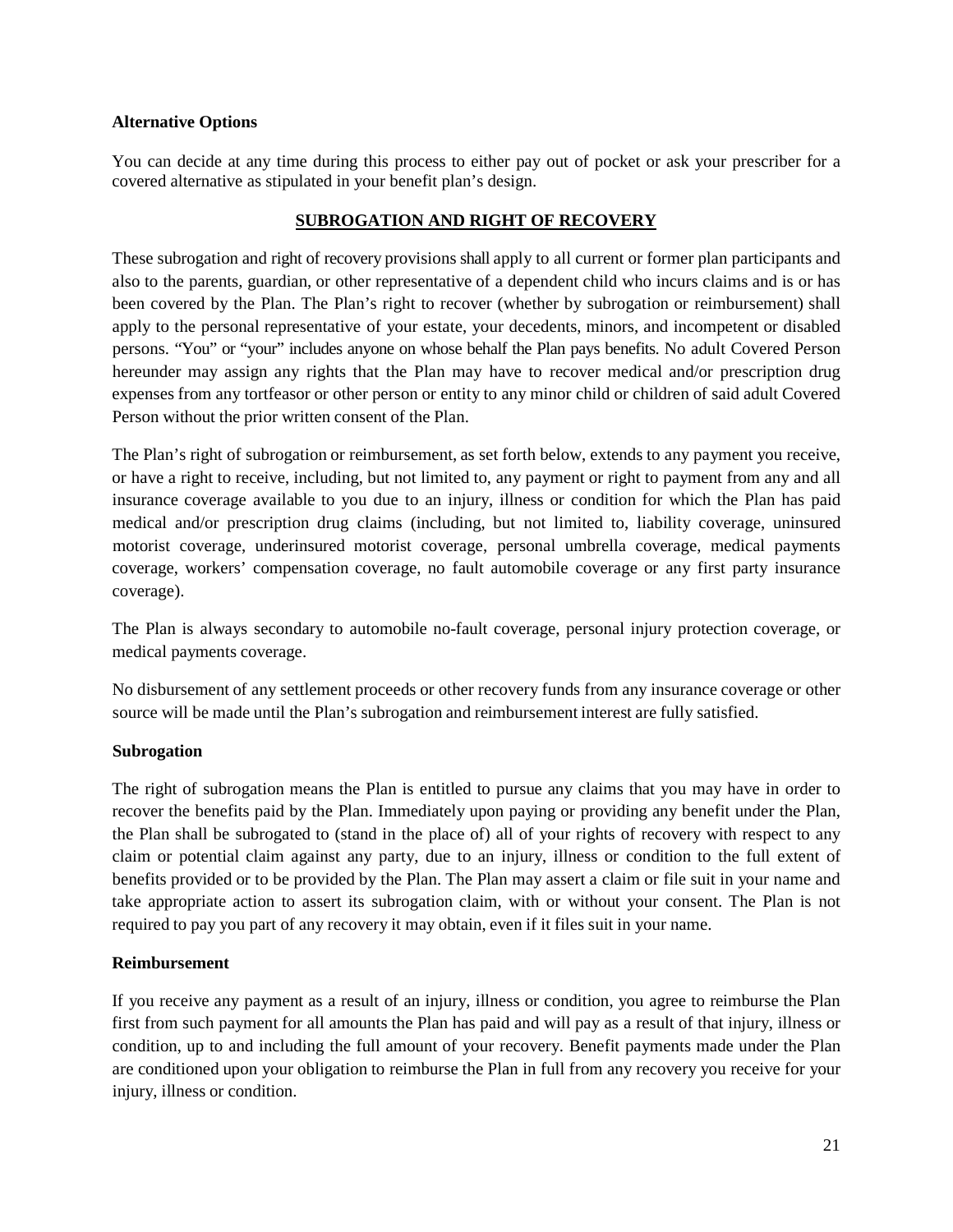**Alternative Options**

You can decide at any time during this process to either pay out of pocket or ask your prescriber for a covered alternative as stipulated in your benefit plan's design.

## SUBROGATION AND RIGHT OF RECOVERY

These subrogation and right of recovery provisions shall apply to all current or former plan participants and also to the parents, guardian, or other representative of a dependent child who incurs claims and is or has been covered by the Plan. The Plan's right to recover (whether by subrogation or reimbursement) shall apply to the personal representative of your estate, your decedents, minors, and incompetent or disabled persons. "You" or "your" includes anyone on whose behalf the Plan pays benefits. No adult Covered Person hereunder may assign any rights that the Plan may have to recover medical and/or prescription drug expenses from any tortfeasor or other person or entity to any minor child or children of said adult Covered Person without the prior written consent of the Plan.

The Plan's right of subrogation or reimbursement, as set forth below, extends to any payment you receive, or have a right to receive, including, but not limited to, any payment or right to payment from any and all insurance coverage available to you due to an injury, illness or condition for which the Plan has paid medical and/or prescription drug claims (including, but not limited to, liability coverage, uninsured motorist coverage, underinsured motorist coverage, personal umbrella coverage, medical payments coverage, workers' compensation coverage, no fault automobile coverage or any first party insurance coverage).

The Plan is always secondary to automobile no-fault coverage, personal injury protection coverage, or medical payments coverage.

No disbursement of any settlement proceeds or other recovery funds from any insurance coverage or other source will be made until the Plan's subrogation and reimbursement interest are fully satisfied.

**Subrogation**

The right of subrogation means the Plan is entitled to pursue any claims that you may have in order to recover the benefits paid by the Plan. Immediately upon paying or providing any benefit under the Plan, the Plan shall be subrogated to (stand in the place of) all of your rights of recovery with respect to any claim or potential claim against any party, due to an injury, illness or condition to the full extent of benefits provided or to be provided by the Plan. The Plan may assert a claim or file suit in your name and take appropriate action to assert its subrogation claim, with or without your consent. The Plan is not required to pay you part of any recovery it may obtain, even if it files suit in your name.

**Reimbursement**

If you receive any payment as a result of an injury, illness or condition, you agree to reimburse the Plan first from such payment for all amounts the Plan has paid and will pay as a result of that injury, illness or condition, up to and including the full amount of your recovery. Benefit payments made under the Plan are conditioned upon your obligation to reimburse the Plan in full from any recovery you receive for your injury, illness or condition.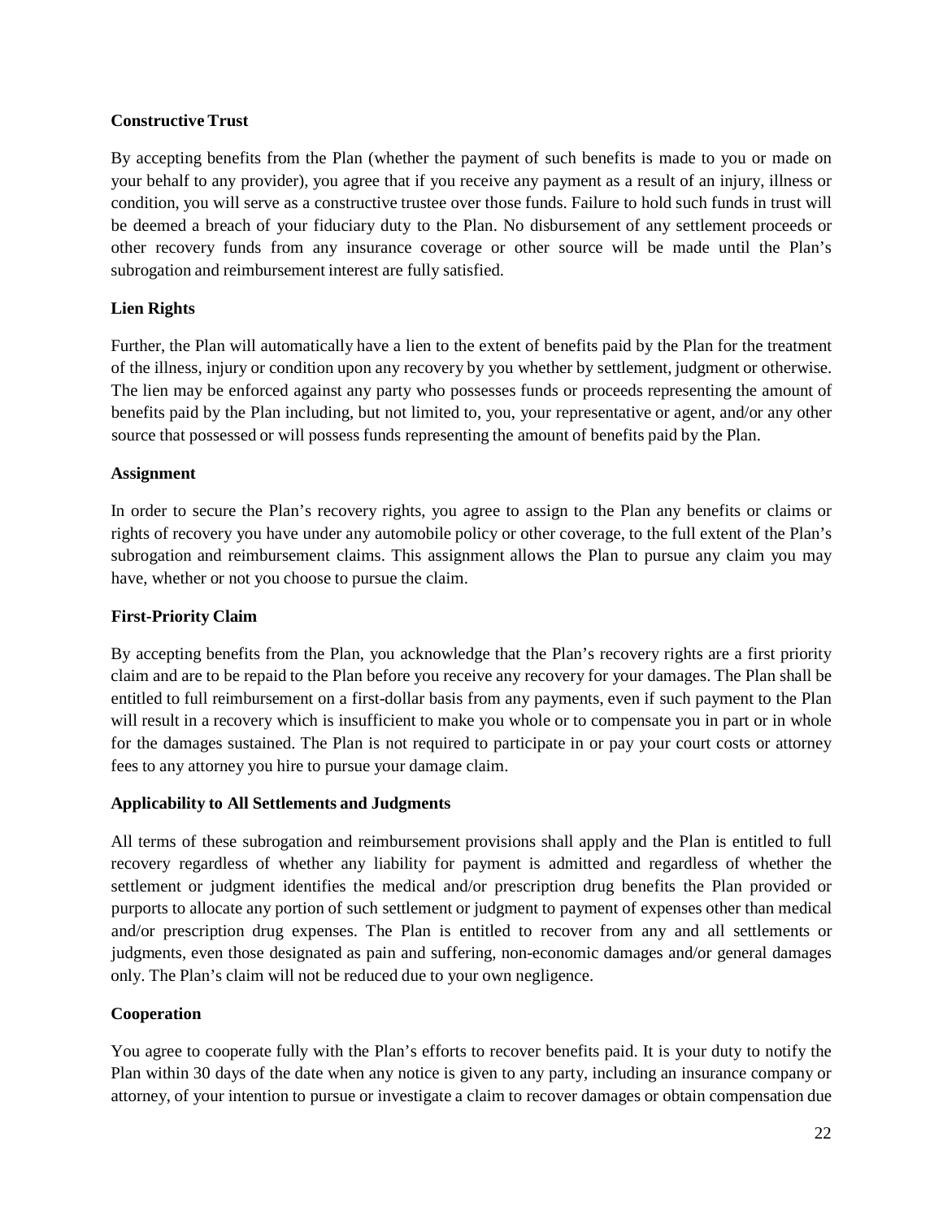### Constructive Trust

By accepting benefits from the Plan (whether the payment of such benefits is made to you or made on your behalf to any provider), you agree that if you receive any payment as a result of an injury, illness or condition, you will serve as a constructive trustee over those funds. Failure to hold such funds in trust will be deemed a breach of your fiduciary duty to the Plan. No disbursement of any settlement proceeds or other recovery funds from any insurance coverage or other source will be made until the Plan's subrogation and reimbursement interest are fully satisfied.

### Lien Rights

Further, the Plan will automatically have a lien to the extent of benefits paid by the Plan for the treatment of the illness, injury or condition upon any recovery by you whether by settlement, judgment or otherwise. The lien may be enforced against any party who possesses funds or proceeds representing the amount of benefits paid by the Plan including, but not limited to, you, your representative or agent, and/or any other source that possessed or will possess funds representing the amount of benefits paid by the Plan.

### Assignment

In order to secure the Plan's recovery rights, you agree to assign to the Plan any benefits or claims or rights of recovery you have under any automobile policy or other coverage, to the full extent of the Plan's subrogation and reimbursement claims. This assignment allows the Plan to pursue any claim you may have, whether or not you choose to pursue the claim.

### First-Priority Claim

By accepting benefits from the Plan, you acknowledge that the Plan's recovery rights are a first priority claim and are to be repaid to the Plan before you receive any recovery for your damages. The Plan shall be entitled to full reimbursement on a first-dollar basis from any payments, even if such payment to the Plan will result in a recovery which is insufficient to make you whole or to compensate you in part or in whole for the damages sustained. The Plan is not required to participate in or pay your court costs or attorney fees to any attorney you hire to pursue your damage claim.

### Applicability to All Settlements and Judgments

All terms of these subrogation and reimbursement provisions shall apply and the Plan is entitled to full recovery regardless of whether any liability for payment is admitted and regardless of whether the settlement or judgment identifies the medical and/or prescription drug benefits the Plan provided or purports to allocate any portion of such settlement or judgment to payment of expenses other than medical and/or prescription drug expenses. The Plan is entitled to recover from any and all settlements or judgments, even those designated as pain and suffering, non-economic damages and/or general damages only. The Plan's claim will not be reduced due to your own negligence.

### Cooperation

You agree to cooperate fully with the Plan's efforts to recover benefits paid. It is your duty to notify the Plan within 30 days of the date when any notice is given to any party, including an insurance company or attorney, of your intention to pursue or investigate a claim to recover damages or obtain compensation due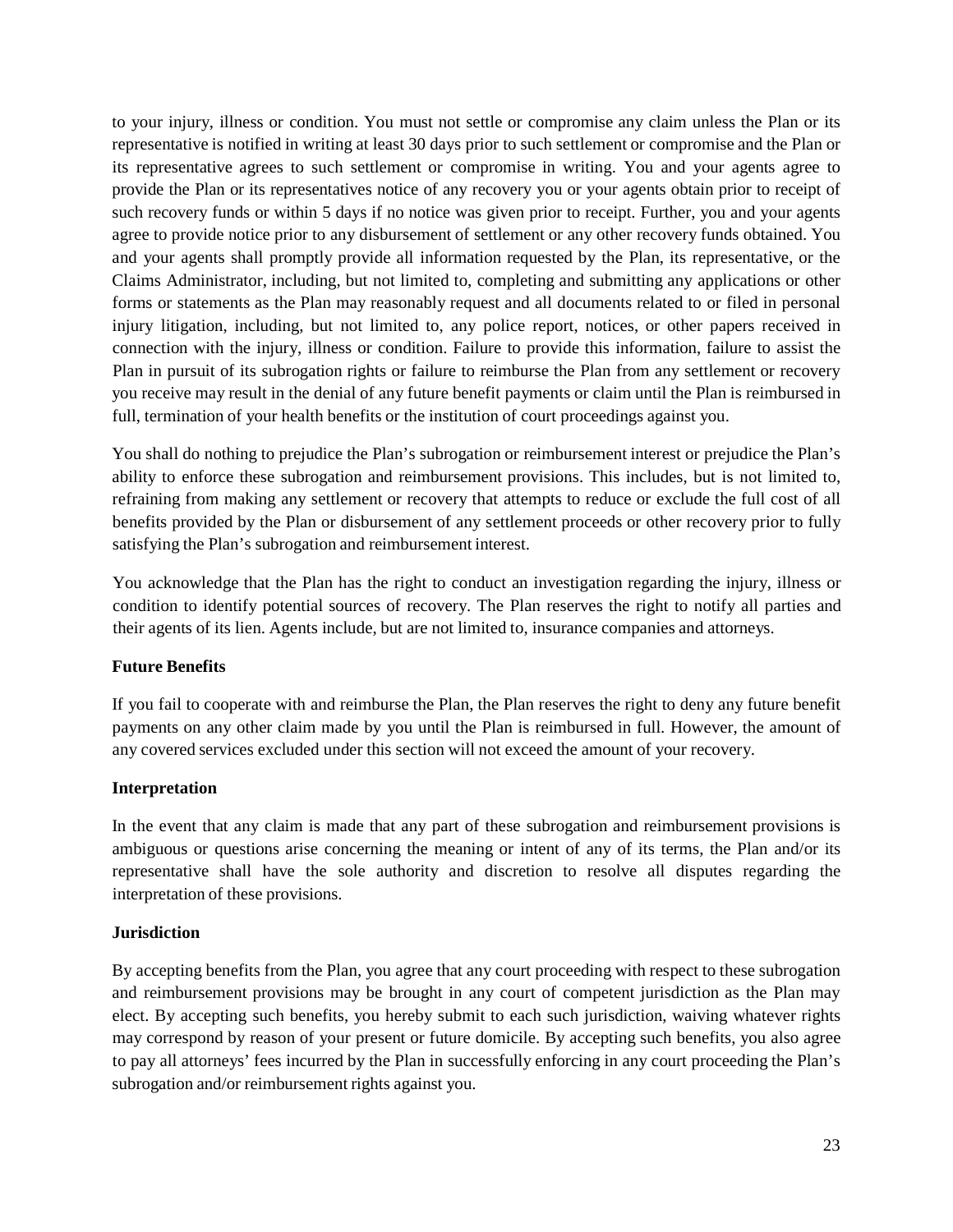to your injury, illness or condition. You must not settle or compromise any claim unless the Plan or its representative is notified in writing at least 30 days prior to such settlement or compromise and the Plan or its representative agrees to such settlement or compromise in writing. You and your agents agree to provide the Plan or its representatives notice of any recovery you or your agents obtain prior to receipt of such recovery funds or within 5 days if no notice was given prior to receipt. Further, you and your agents agree to provide notice prior to any disbursement of settlement or any other recovery funds obtained. You and your agents shall promptly provide all information requested by the Plan, its representative, or the Claims Administrator, including, but not limited to, completing and submitting any applications or other forms or statements as the Plan may reasonably request and all documents related to or filed in personal injury litigation, including, but not limited to, any police report, notices, or other papers received in connection with the injury, illness or condition. Failure to provide this information, failure to assist the Plan in pursuit of its subrogation rights or failure to reimburse the Plan from any settlement or recovery you receive may result in the denial of any future benefit payments or claim until the Plan is reimbursed in full, termination of your health benefits or the institution of court proceedings against you.

You shall do nothing to prejudice the Plan's subrogation or reimbursement interest or prejudice the Plan's ability to enforce these subrogation and reimbursement provisions. This includes, but is not limited to, refraining from making any settlement or recovery that attempts to reduce or exclude the full cost of all benefits provided by the Plan or disbursement of any settlement proceeds or other recovery prior to fully satisfying the Plan's subrogation and reimbursement interest.

You acknowledge that the Plan has the right to conduct an investigation regarding the injury, illness or condition to identify potential sources of recovery. The Plan reserves the right to notify all parties and their agents of its lien. Agents include, but are not limited to, insurance companies and attorneys.

**Future Benefits**

If you fail to cooperate with and reimburse the Plan, the Plan reserves the right to deny any future benefit payments on any other claim made by you until the Plan is reimbursed in full. However, the amount of any covered services excluded under this section will not exceed the amount of your recovery.

**Interpretation**

In the event that any claim is made that any part of these subrogation and reimbursement provisions is ambiguous or questions arise concerning the meaning or intent of any of its terms, the Plan and/or its representative shall have the sole authority and discretion to resolve all disputes regarding the interpretation of these provisions.

**Jurisdiction**

By accepting benefits from the Plan, you agree that any court proceeding with respect to these subrogation and reimbursement provisions may be brought in any court of competent jurisdiction as the Plan may elect. By accepting such benefits, you hereby submit to each such jurisdiction, waiving whatever rights may correspond by reason of your present or future domicile. By accepting such benefits, you also agree to pay all attorneys' fees incurred by the Plan in successfully enforcing in any court proceeding the Plan's subrogation and/or reimbursement rights against you.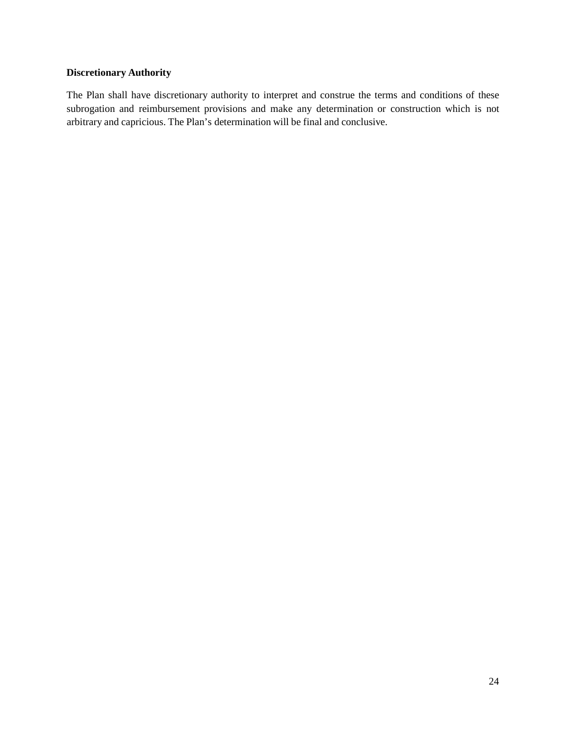**Discretionary Authority**

The Plan shall have discretionary authority to interpret and construe the terms and conditions of these subrogation and reimbursement provisions and make any determination or construction which is not arbitrary and capricious. The Plan's determination will be final and conclusive.